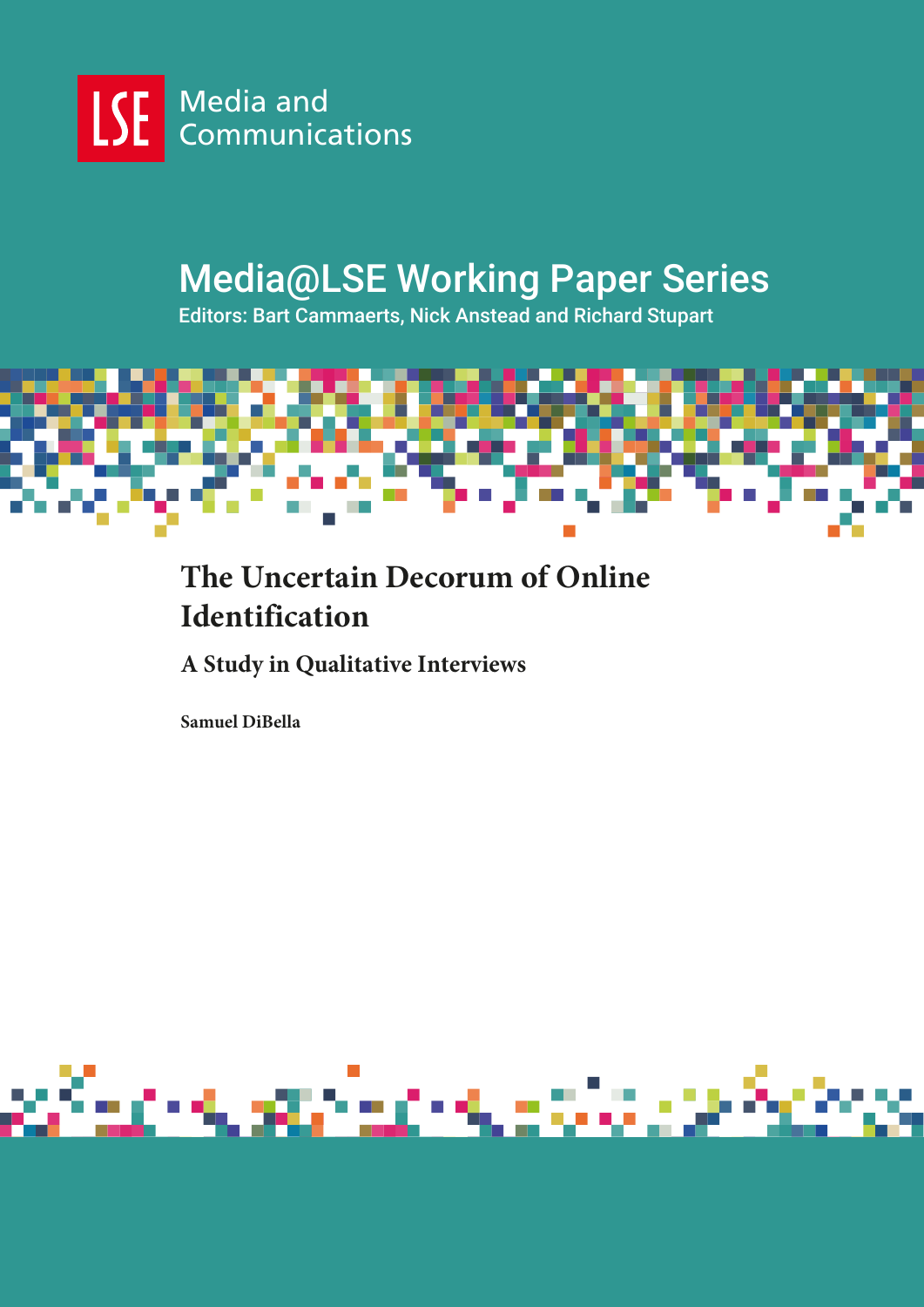LSE Media and Communications

# Media@LSE Working Paper Series

Editors: Bart Cammaerts, Nick Anstead and Richard Stupart

# The Uncertain Decorum of Online Identification

## A Study in Qualitative Interviews

**Samuel DiBella**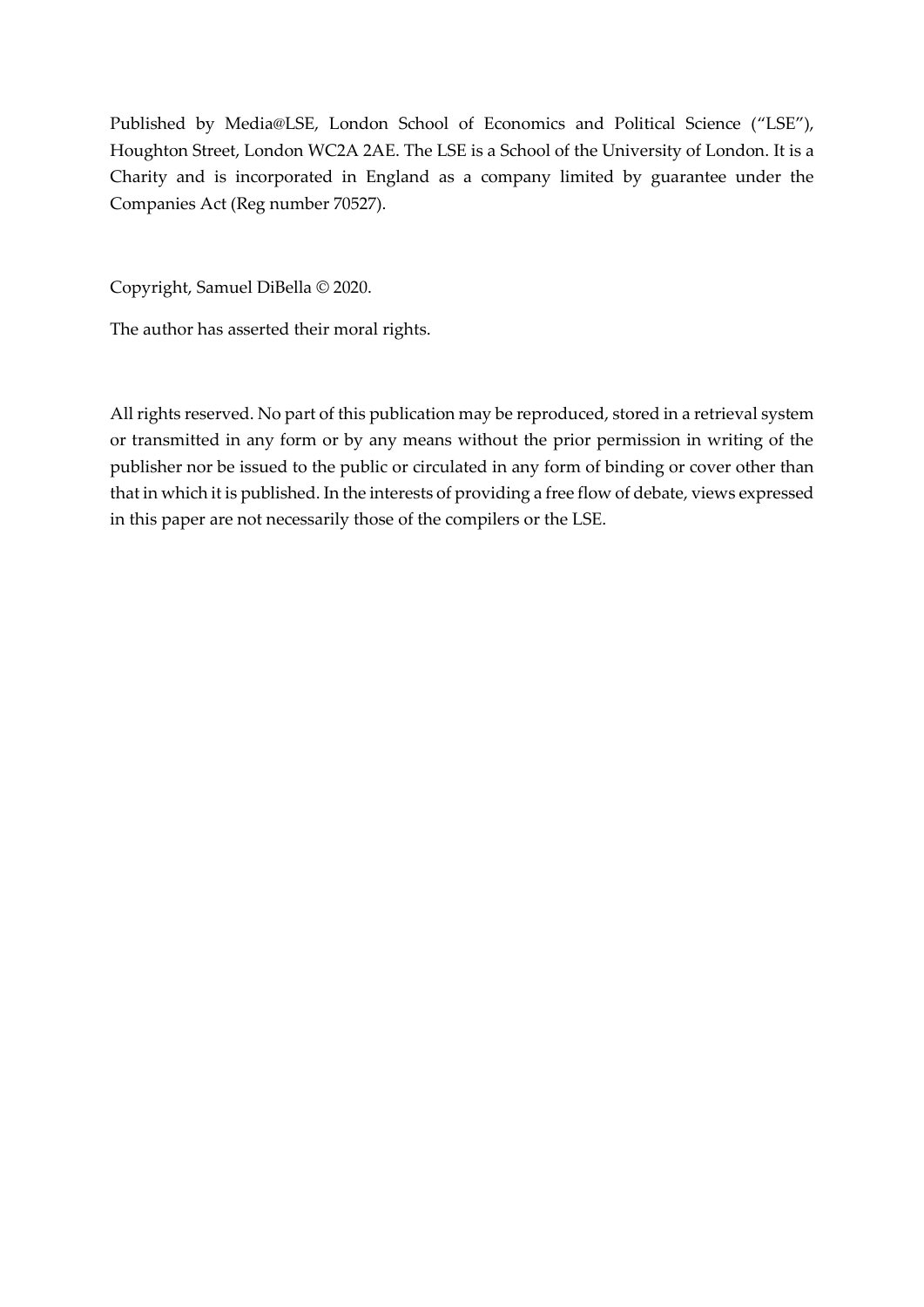Published by Media@LSE, London School of Economics and Political Science ("LSE"), Houghton Street, London WC2A 2AE. The LSE is a School of the University of London. It is a Charity and is incorporated in England as a company limited by guarantee under the Companies Act (Reg number 70527).

Copyright, Samuel DiBella © 2020.

The author has asserted their moral rights.

All rights reserved. No part of this publication may be reproduced, stored in a retrieval system or transmitted in any form or by any means without the prior permission in writing of the publisher nor be issued to the public or circulated in any form of binding or cover other than that in which it is published. In the interests of providing a free flow of debate, views expressed in this paper are not necessarily those of the compilers or the LSE.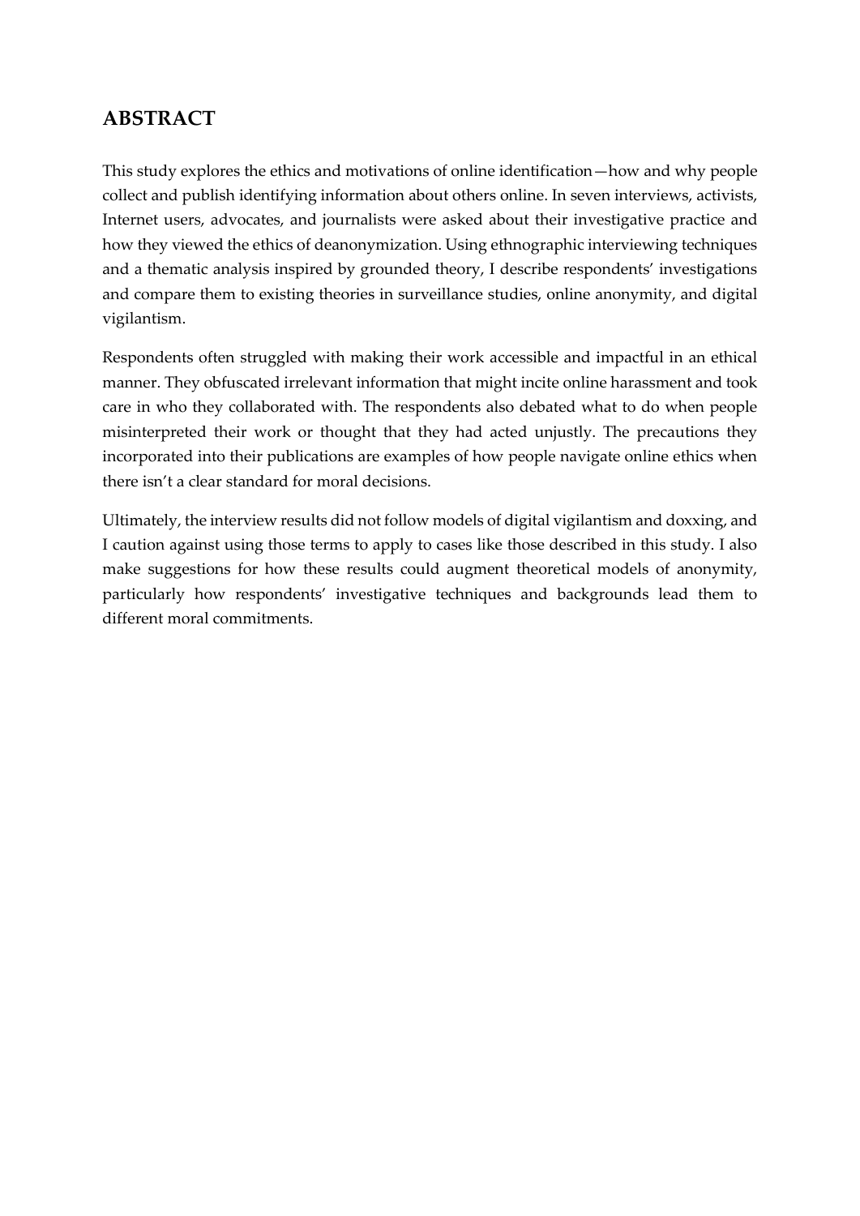## ABSTRACT

This study explores the ethics and motivations of online identification—how and why people collect and publish identifying information about others online. In seven interviews, activists, Internet users, advocates, and journalists were asked about their investigative practice and how they viewed the ethics of deanonymization. Using ethnographic interviewing techniques and a thematic analysis inspired by grounded theory, I describe respondents' investigations and compare them to existing theories in surveillance studies, online anonymity, and digital vigilantism.

Respondents often struggled with making their work accessible and impactful in an ethical manner. They obfuscated irrelevant information that might incite online harassment and took care in who they collaborated with. The respondents also debated what to do when people misinterpreted their work or thought that they had acted unjustly. The precautions they incorporated into their publications are examples of how people navigate online ethics when there isn't a clear standard for moral decisions.

Ultimately, the interview results did not follow models of digital vigilantism and doxxing, and I caution against using those terms to apply to cases like those described in this study. I also make suggestions for how these results could augment theoretical models of anonymity, particularly how respondents' investigative techniques and backgrounds lead them to different moral commitments.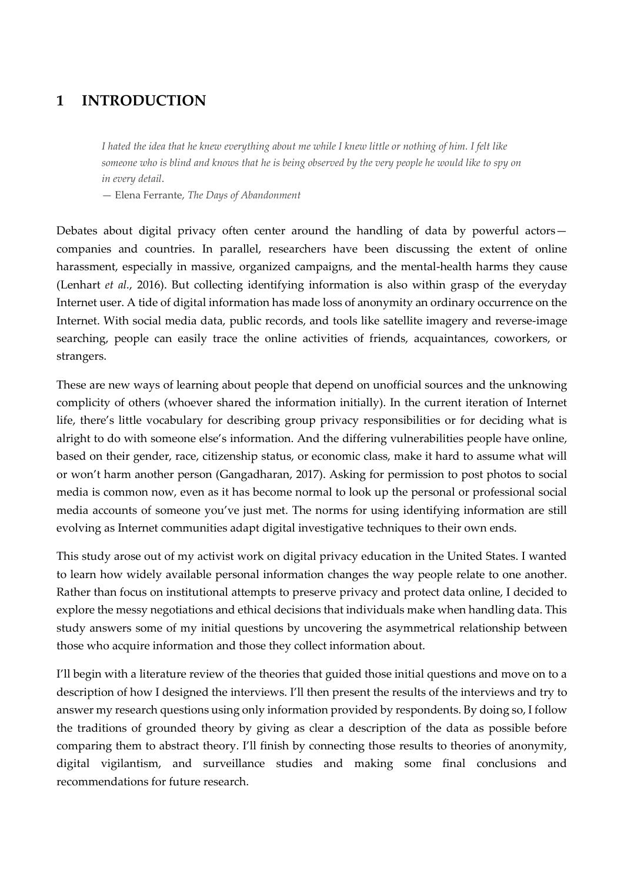# 1 INTRODUCTION

> *I hated the idea that he knew everything about me while I knew little or nothing of him. I felt like someone who is blind and knows that he is being observed by the very people he would like to spy on in every detail.*
>
> — Elena Ferrante, *The Days of Abandonment*

Debates about digital privacy often center around the handling of data by powerful actors—companies and countries. In parallel, researchers have been discussing the extent of online harassment, especially in massive, organized campaigns, and the mental-health harms they cause (Lenhart *et al.*, 2016). But collecting identifying information is also within grasp of the everyday Internet user. A tide of digital information has made loss of anonymity an ordinary occurrence on the Internet. With social media data, public records, and tools like satellite imagery and reverse-image searching, people can easily trace the online activities of friends, acquaintances, coworkers, or strangers.

These are new ways of learning about people that depend on unofficial sources and the unknowing complicity of others (whoever shared the information initially). In the current iteration of Internet life, there's little vocabulary for describing group privacy responsibilities or for deciding what is alright to do with someone else's information. And the differing vulnerabilities people have online, based on their gender, race, citizenship status, or economic class, make it hard to assume what will or won't harm another person (Gangadharan, 2017). Asking for permission to post photos to social media is common now, even as it has become normal to look up the personal or professional social media accounts of someone you've just met. The norms for using identifying information are still evolving as Internet communities adapt digital investigative techniques to their own ends.

This study arose out of my activist work on digital privacy education in the United States. I wanted to learn how widely available personal information changes the way people relate to one another. Rather than focus on institutional attempts to preserve privacy and protect data online, I decided to explore the messy negotiations and ethical decisions that individuals make when handling data. This study answers some of my initial questions by uncovering the asymmetrical relationship between those who acquire information and those they collect information about.

I'll begin with a literature review of the theories that guided those initial questions and move on to a description of how I designed the interviews. I'll then present the results of the interviews and try to answer my research questions using only information provided by respondents. By doing so, I follow the traditions of grounded theory by giving as clear a description of the data as possible before comparing them to abstract theory. I'll finish by connecting those results to theories of anonymity, digital vigilantism, and surveillance studies and making some final conclusions and recommendations for future research.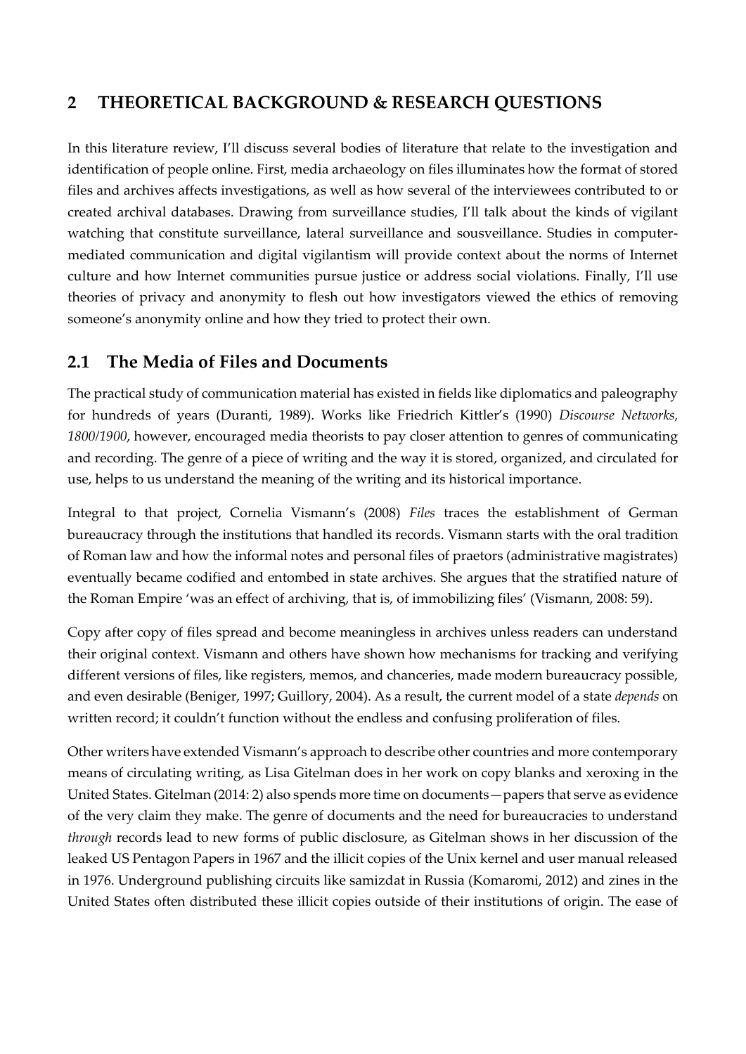## 2 THEORETICAL BACKGROUND & RESEARCH QUESTIONS

In this literature review, I'll discuss several bodies of literature that relate to the investigation and identification of people online. First, media archaeology on files illuminates how the format of stored files and archives affects investigations, as well as how several of the interviewees contributed to or created archival databases. Drawing from surveillance studies, I'll talk about the kinds of vigilant watching that constitute surveillance, lateral surveillance and sousveillance. Studies in computer-mediated communication and digital vigilantism will provide context about the norms of Internet culture and how Internet communities pursue justice or address social violations. Finally, I'll use theories of privacy and anonymity to flesh out how investigators viewed the ethics of removing someone's anonymity online and how they tried to protect their own.

### 2.1 The Media of Files and Documents

The practical study of communication material has existed in fields like diplomatics and paleography for hundreds of years (Duranti, 1989). Works like Friedrich Kittler's (1990) *Discourse Networks, 1800/1900*, however, encouraged media theorists to pay closer attention to genres of communicating and recording. The genre of a piece of writing and the way it is stored, organized, and circulated for use, helps to us understand the meaning of the writing and its historical importance.

Integral to that project, Cornelia Vismann's (2008) *Files* traces the establishment of German bureaucracy through the institutions that handled its records. Vismann starts with the oral tradition of Roman law and how the informal notes and personal files of praetors (administrative magistrates) eventually became codified and entombed in state archives. She argues that the stratified nature of the Roman Empire 'was an effect of archiving, that is, of immobilizing files' (Vismann, 2008: 59).

Copy after copy of files spread and become meaningless in archives unless readers can understand their original context. Vismann and others have shown how mechanisms for tracking and verifying different versions of files, like registers, memos, and chanceries, made modern bureaucracy possible, and even desirable (Beniger, 1997; Guillory, 2004). As a result, the current model of a state *depends* on written record; it couldn't function without the endless and confusing proliferation of files.

Other writers have extended Vismann's approach to describe other countries and more contemporary means of circulating writing, as Lisa Gitelman does in her work on copy blanks and xeroxing in the United States. Gitelman (2014: 2) also spends more time on documents—papers that serve as evidence of the very claim they make. The genre of documents and the need for bureaucracies to understand *through* records lead to new forms of public disclosure, as Gitelman shows in her discussion of the leaked US Pentagon Papers in 1967 and the illicit copies of the Unix kernel and user manual released in 1976. Underground publishing circuits like samizdat in Russia (Komaromi, 2012) and zines in the United States often distributed these illicit copies outside of their institutions of origin. The ease of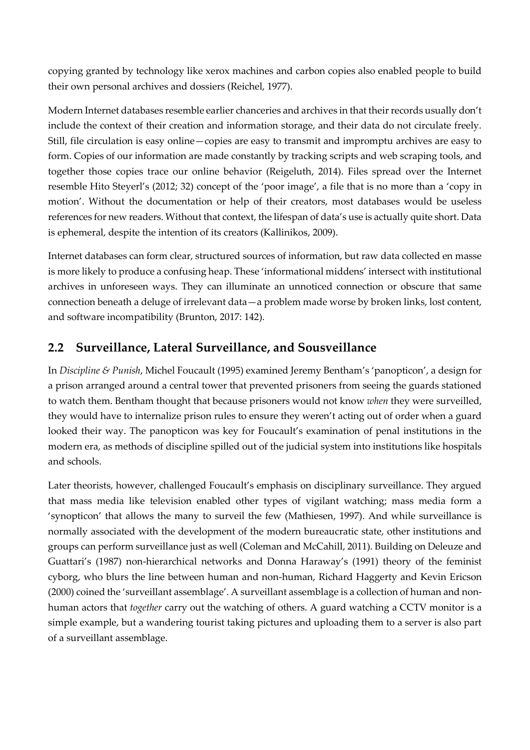copying granted by technology like xerox machines and carbon copies also enabled people to build their own personal archives and dossiers (Reichel, 1977).

Modern Internet databases resemble earlier chanceries and archives in that their records usually don't include the context of their creation and information storage, and their data do not circulate freely. Still, file circulation is easy online—copies are easy to transmit and impromptu archives are easy to form. Copies of our information are made constantly by tracking scripts and web scraping tools, and together those copies trace our online behavior (Reigeluth, 2014). Files spread over the Internet resemble Hito Steyerl's (2012; 32) concept of the 'poor image', a file that is no more than a 'copy in motion'. Without the documentation or help of their creators, most databases would be useless references for new readers. Without that context, the lifespan of data's use is actually quite short. Data is ephemeral, despite the intention of its creators (Kallinikos, 2009).

Internet databases can form clear, structured sources of information, but raw data collected en masse is more likely to produce a confusing heap. These 'informational middens' intersect with institutional archives in unforeseen ways. They can illuminate an unnoticed connection or obscure that same connection beneath a deluge of irrelevant data—a problem made worse by broken links, lost content, and software incompatibility (Brunton, 2017: 142).

## 2.2 Surveillance, Lateral Surveillance, and Sousveillance

In *Discipline & Punish*, Michel Foucault (1995) examined Jeremy Bentham's 'panopticon', a design for a prison arranged around a central tower that prevented prisoners from seeing the guards stationed to watch them. Bentham thought that because prisoners would not know *when* they were surveilled, they would have to internalize prison rules to ensure they weren't acting out of order when a guard looked their way. The panopticon was key for Foucault's examination of penal institutions in the modern era, as methods of discipline spilled out of the judicial system into institutions like hospitals and schools.

Later theorists, however, challenged Foucault's emphasis on disciplinary surveillance. They argued that mass media like television enabled other types of vigilant watching; mass media form a 'synopticon' that allows the many to surveil the few (Mathiesen, 1997). And while surveillance is normally associated with the development of the modern bureaucratic state, other institutions and groups can perform surveillance just as well (Coleman and McCahill, 2011). Building on Deleuze and Guattari's (1987) non-hierarchical networks and Donna Haraway's (1991) theory of the feminist cyborg, who blurs the line between human and non-human, Richard Haggerty and Kevin Ericson (2000) coined the 'surveillant assemblage'. A surveillant assemblage is a collection of human and non-human actors that *together* carry out the watching of others. A guard watching a CCTV monitor is a simple example, but a wandering tourist taking pictures and uploading them to a server is also part of a surveillant assemblage.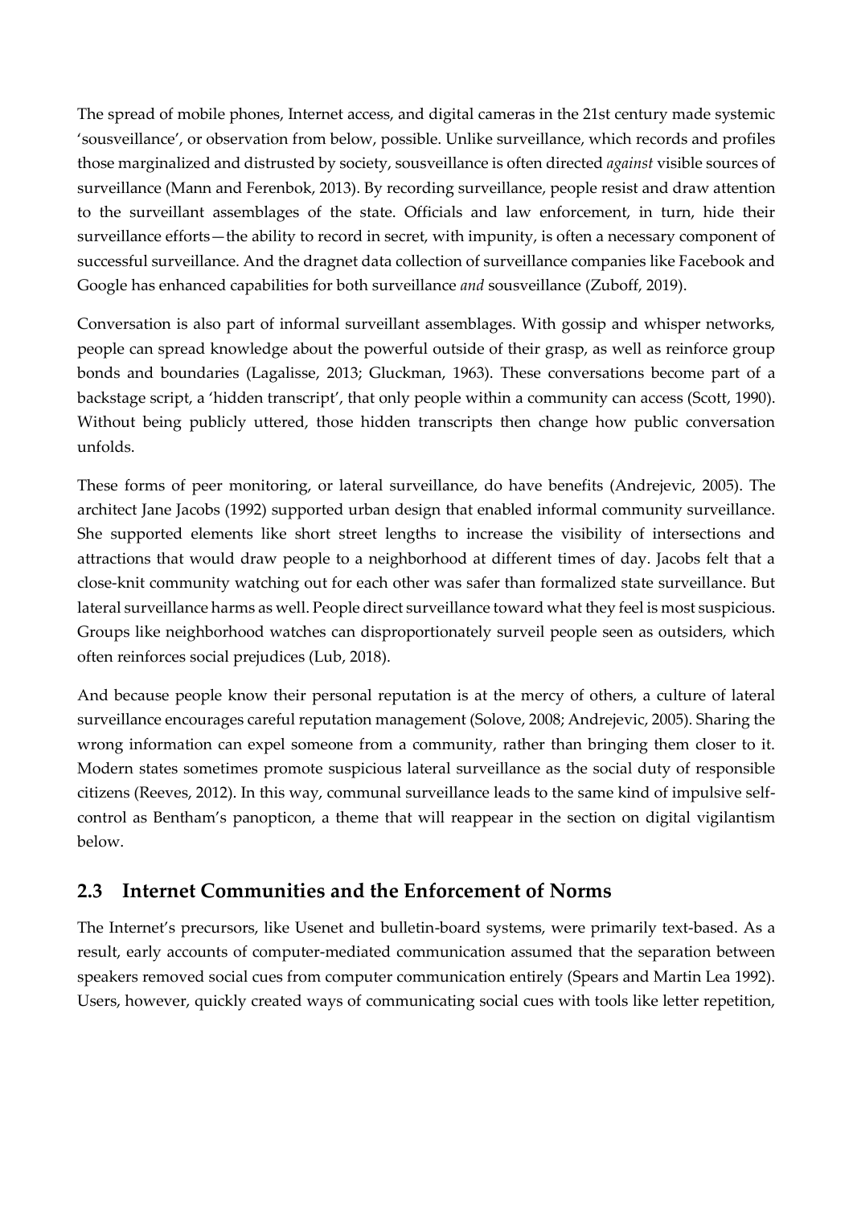The spread of mobile phones, Internet access, and digital cameras in the 21st century made systemic 'sousveillance', or observation from below, possible. Unlike surveillance, which records and profiles those marginalized and distrusted by society, sousveillance is often directed *against* visible sources of surveillance (Mann and Ferenbok, 2013). By recording surveillance, people resist and draw attention to the surveillant assemblages of the state. Officials and law enforcement, in turn, hide their surveillance efforts—the ability to record in secret, with impunity, is often a necessary component of successful surveillance. And the dragnet data collection of surveillance companies like Facebook and Google has enhanced capabilities for both surveillance *and* sousveillance (Zuboff, 2019).

Conversation is also part of informal surveillant assemblages. With gossip and whisper networks, people can spread knowledge about the powerful outside of their grasp, as well as reinforce group bonds and boundaries (Lagalisse, 2013; Gluckman, 1963). These conversations become part of a backstage script, a 'hidden transcript', that only people within a community can access (Scott, 1990). Without being publicly uttered, those hidden transcripts then change how public conversation unfolds.

These forms of peer monitoring, or lateral surveillance, do have benefits (Andrejevic, 2005). The architect Jane Jacobs (1992) supported urban design that enabled informal community surveillance. She supported elements like short street lengths to increase the visibility of intersections and attractions that would draw people to a neighborhood at different times of day. Jacobs felt that a close-knit community watching out for each other was safer than formalized state surveillance. But lateral surveillance harms as well. People direct surveillance toward what they feel is most suspicious. Groups like neighborhood watches can disproportionately surveil people seen as outsiders, which often reinforces social prejudices (Lub, 2018).

And because people know their personal reputation is at the mercy of others, a culture of lateral surveillance encourages careful reputation management (Solove, 2008; Andrejevic, 2005). Sharing the wrong information can expel someone from a community, rather than bringing them closer to it. Modern states sometimes promote suspicious lateral surveillance as the social duty of responsible citizens (Reeves, 2012). In this way, communal surveillance leads to the same kind of impulsive self-control as Bentham's panopticon, a theme that will reappear in the section on digital vigilantism below.

## 2.3 Internet Communities and the Enforcement of Norms

The Internet's precursors, like Usenet and bulletin-board systems, were primarily text-based. As a result, early accounts of computer-mediated communication assumed that the separation between speakers removed social cues from computer communication entirely (Spears and Martin Lea 1992). Users, however, quickly created ways of communicating social cues with tools like letter repetition,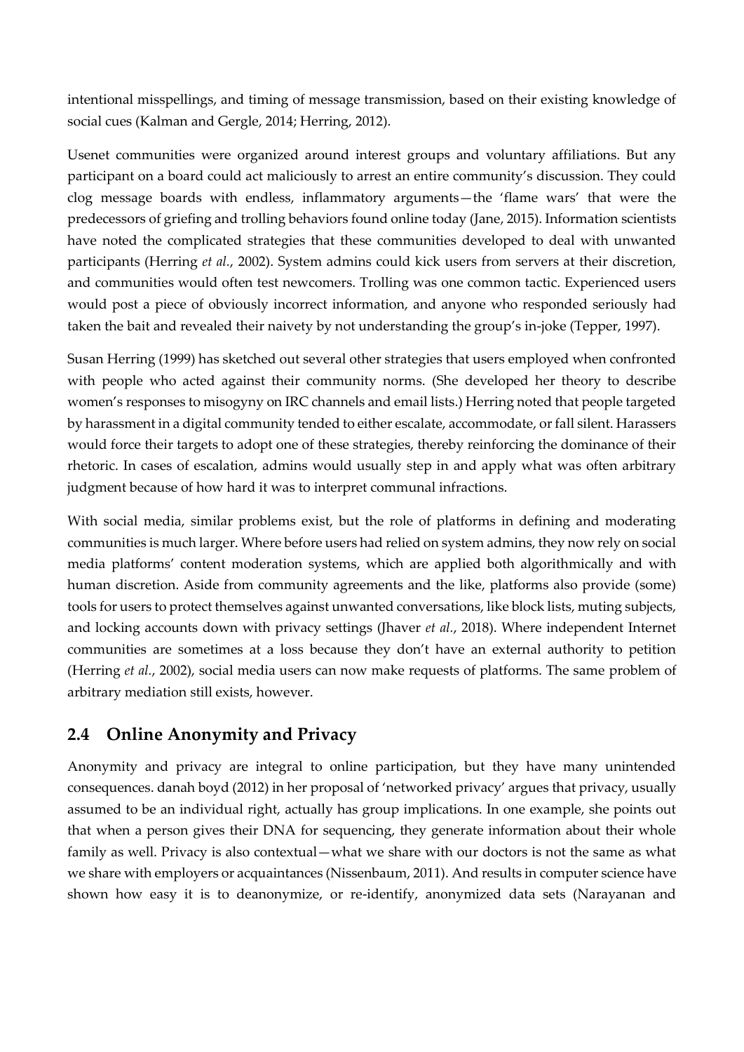intentional misspellings, and timing of message transmission, based on their existing knowledge of social cues (Kalman and Gergle, 2014; Herring, 2012).

Usenet communities were organized around interest groups and voluntary affiliations. But any participant on a board could act maliciously to arrest an entire community's discussion. They could clog message boards with endless, inflammatory arguments—the 'flame wars' that were the predecessors of griefing and trolling behaviors found online today (Jane, 2015). Information scientists have noted the complicated strategies that these communities developed to deal with unwanted participants (Herring *et al.*, 2002). System admins could kick users from servers at their discretion, and communities would often test newcomers. Trolling was one common tactic. Experienced users would post a piece of obviously incorrect information, and anyone who responded seriously had taken the bait and revealed their naivety by not understanding the group's in-joke (Tepper, 1997).

Susan Herring (1999) has sketched out several other strategies that users employed when confronted with people who acted against their community norms. (She developed her theory to describe women's responses to misogyny on IRC channels and email lists.) Herring noted that people targeted by harassment in a digital community tended to either escalate, accommodate, or fall silent. Harassers would force their targets to adopt one of these strategies, thereby reinforcing the dominance of their rhetoric. In cases of escalation, admins would usually step in and apply what was often arbitrary judgment because of how hard it was to interpret communal infractions.

With social media, similar problems exist, but the role of platforms in defining and moderating communities is much larger. Where before users had relied on system admins, they now rely on social media platforms' content moderation systems, which are applied both algorithmically and with human discretion. Aside from community agreements and the like, platforms also provide (some) tools for users to protect themselves against unwanted conversations, like block lists, muting subjects, and locking accounts down with privacy settings (Jhaver *et al.*, 2018). Where independent Internet communities are sometimes at a loss because they don't have an external authority to petition (Herring *et al.*, 2002), social media users can now make requests of platforms. The same problem of arbitrary mediation still exists, however.

## 2.4 Online Anonymity and Privacy

Anonymity and privacy are integral to online participation, but they have many unintended consequences. danah boyd (2012) in her proposal of 'networked privacy' argues that privacy, usually assumed to be an individual right, actually has group implications. In one example, she points out that when a person gives their DNA for sequencing, they generate information about their whole family as well. Privacy is also contextual—what we share with our doctors is not the same as what we share with employers or acquaintances (Nissenbaum, 2011). And results in computer science have shown how easy it is to deanonymize, or re-identify, anonymized data sets (Narayanan and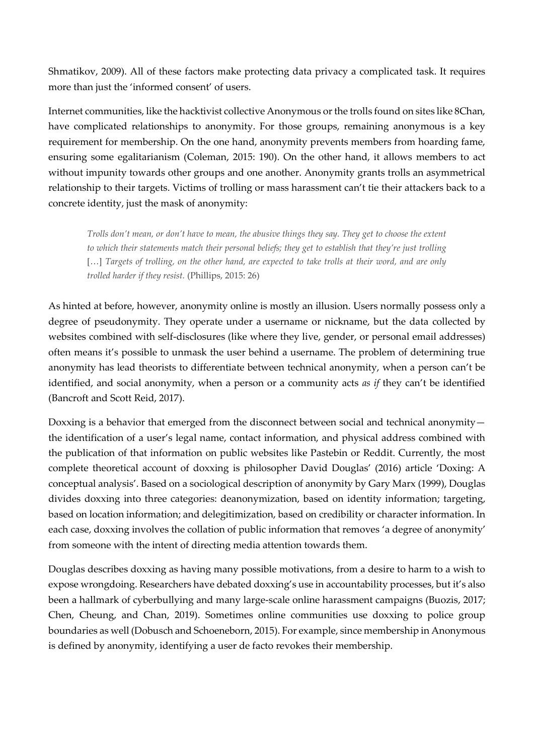Shmatikov, 2009). All of these factors make protecting data privacy a complicated task. It requires more than just the 'informed consent' of users.

Internet communities, like the hacktivist collective Anonymous or the trolls found on sites like 8Chan, have complicated relationships to anonymity. For those groups, remaining anonymous is a key requirement for membership. On the one hand, anonymity prevents members from hoarding fame, ensuring some egalitarianism (Coleman, 2015: 190). On the other hand, it allows members to act without impunity towards other groups and one another. Anonymity grants trolls an asymmetrical relationship to their targets. Victims of trolling or mass harassment can't tie their attackers back to a concrete identity, just the mask of anonymity:

> *Trolls don't mean, or don't have to mean, the abusive things they say. They get to choose the extent to which their statements match their personal beliefs; they get to establish that they're just trolling* […] *Targets of trolling, on the other hand, are expected to take trolls at their word, and are only trolled harder if they resist.* (Phillips, 2015: 26)

As hinted at before, however, anonymity online is mostly an illusion. Users normally possess only a degree of pseudonymity. They operate under a username or nickname, but the data collected by websites combined with self-disclosures (like where they live, gender, or personal email addresses) often means it's possible to unmask the user behind a username. The problem of determining true anonymity has lead theorists to differentiate between technical anonymity, when a person can't be identified, and social anonymity, when a person or a community acts *as if* they can't be identified (Bancroft and Scott Reid, 2017).

Doxxing is a behavior that emerged from the disconnect between social and technical anonymity— the identification of a user's legal name, contact information, and physical address combined with the publication of that information on public websites like Pastebin or Reddit. Currently, the most complete theoretical account of doxxing is philosopher David Douglas' (2016) article 'Doxing: A conceptual analysis'. Based on a sociological description of anonymity by Gary Marx (1999), Douglas divides doxxing into three categories: deanonymization, based on identity information; targeting, based on location information; and delegitimization, based on credibility or character information. In each case, doxxing involves the collation of public information that removes 'a degree of anonymity' from someone with the intent of directing media attention towards them.

Douglas describes doxxing as having many possible motivations, from a desire to harm to a wish to expose wrongdoing. Researchers have debated doxxing's use in accountability processes, but it's also been a hallmark of cyberbullying and many large-scale online harassment campaigns (Buozis, 2017; Chen, Cheung, and Chan, 2019). Sometimes online communities use doxxing to police group boundaries as well (Dobusch and Schoeneborn, 2015). For example, since membership in Anonymous is defined by anonymity, identifying a user de facto revokes their membership.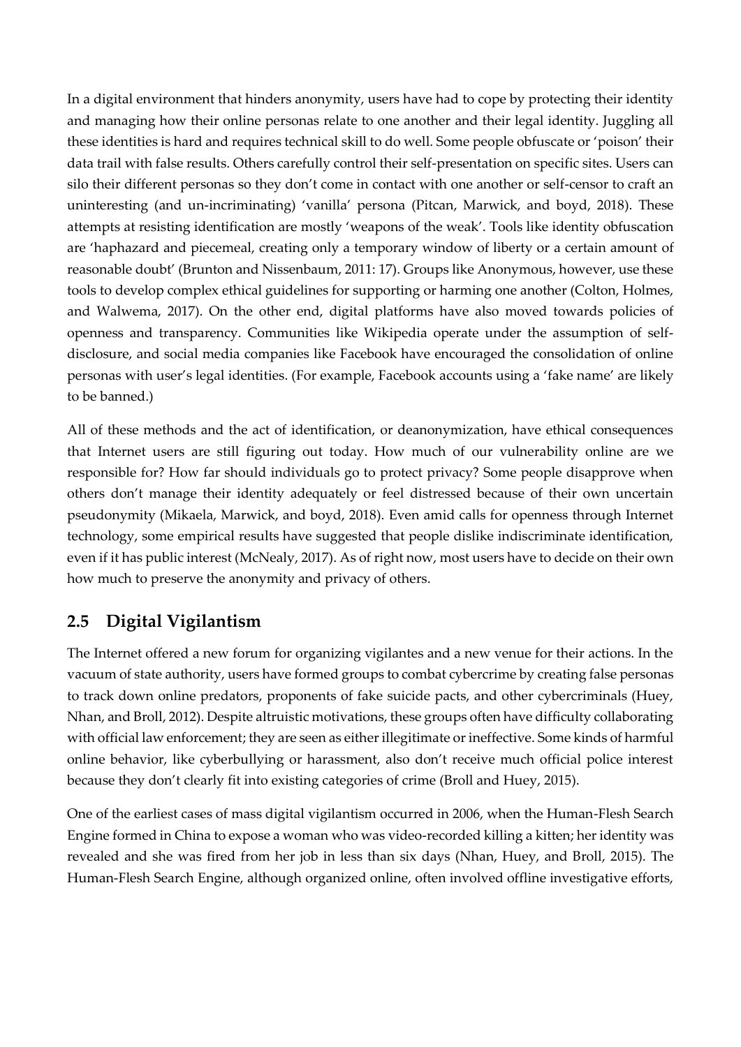In a digital environment that hinders anonymity, users have had to cope by protecting their identity and managing how their online personas relate to one another and their legal identity. Juggling all these identities is hard and requires technical skill to do well. Some people obfuscate or 'poison' their data trail with false results. Others carefully control their self-presentation on specific sites. Users can silo their different personas so they don't come in contact with one another or self-censor to craft an uninteresting (and un-incriminating) 'vanilla' persona (Pitcan, Marwick, and boyd, 2018). These attempts at resisting identification are mostly 'weapons of the weak'. Tools like identity obfuscation are 'haphazard and piecemeal, creating only a temporary window of liberty or a certain amount of reasonable doubt' (Brunton and Nissenbaum, 2011: 17). Groups like Anonymous, however, use these tools to develop complex ethical guidelines for supporting or harming one another (Colton, Holmes, and Walwema, 2017). On the other end, digital platforms have also moved towards policies of openness and transparency. Communities like Wikipedia operate under the assumption of self-disclosure, and social media companies like Facebook have encouraged the consolidation of online personas with user's legal identities. (For example, Facebook accounts using a 'fake name' are likely to be banned.)

All of these methods and the act of identification, or deanonymization, have ethical consequences that Internet users are still figuring out today. How much of our vulnerability online are we responsible for? How far should individuals go to protect privacy? Some people disapprove when others don't manage their identity adequately or feel distressed because of their own uncertain pseudonymity (Mikaela, Marwick, and boyd, 2018). Even amid calls for openness through Internet technology, some empirical results have suggested that people dislike indiscriminate identification, even if it has public interest (McNealy, 2017). As of right now, most users have to decide on their own how much to preserve the anonymity and privacy of others.

## 2.5 Digital Vigilantism

The Internet offered a new forum for organizing vigilantes and a new venue for their actions. In the vacuum of state authority, users have formed groups to combat cybercrime by creating false personas to track down online predators, proponents of fake suicide pacts, and other cybercriminals (Huey, Nhan, and Broll, 2012). Despite altruistic motivations, these groups often have difficulty collaborating with official law enforcement; they are seen as either illegitimate or ineffective. Some kinds of harmful online behavior, like cyberbullying or harassment, also don't receive much official police interest because they don't clearly fit into existing categories of crime (Broll and Huey, 2015).

One of the earliest cases of mass digital vigilantism occurred in 2006, when the Human-Flesh Search Engine formed in China to expose a woman who was video-recorded killing a kitten; her identity was revealed and she was fired from her job in less than six days (Nhan, Huey, and Broll, 2015). The Human-Flesh Search Engine, although organized online, often involved offline investigative efforts,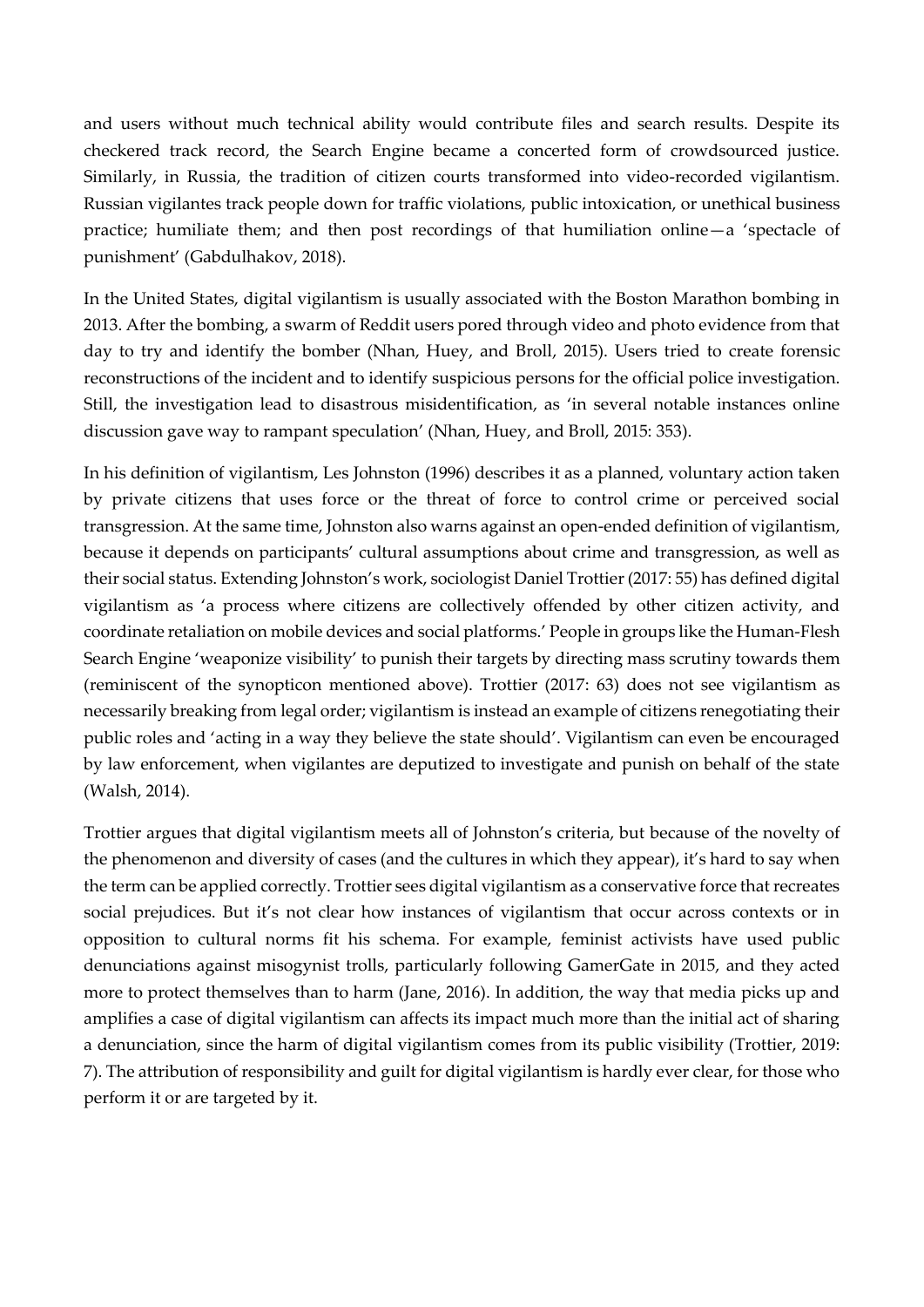and users without much technical ability would contribute files and search results. Despite its checkered track record, the Search Engine became a concerted form of crowdsourced justice. Similarly, in Russia, the tradition of citizen courts transformed into video-recorded vigilantism. Russian vigilantes track people down for traffic violations, public intoxication, or unethical business practice; humiliate them; and then post recordings of that humiliation online—a 'spectacle of punishment' (Gabdulhakov, 2018).

In the United States, digital vigilantism is usually associated with the Boston Marathon bombing in 2013. After the bombing, a swarm of Reddit users pored through video and photo evidence from that day to try and identify the bomber (Nhan, Huey, and Broll, 2015). Users tried to create forensic reconstructions of the incident and to identify suspicious persons for the official police investigation. Still, the investigation lead to disastrous misidentification, as 'in several notable instances online discussion gave way to rampant speculation' (Nhan, Huey, and Broll, 2015: 353).

In his definition of vigilantism, Les Johnston (1996) describes it as a planned, voluntary action taken by private citizens that uses force or the threat of force to control crime or perceived social transgression. At the same time, Johnston also warns against an open-ended definition of vigilantism, because it depends on participants' cultural assumptions about crime and transgression, as well as their social status. Extending Johnston's work, sociologist Daniel Trottier (2017: 55) has defined digital vigilantism as 'a process where citizens are collectively offended by other citizen activity, and coordinate retaliation on mobile devices and social platforms.' People in groups like the Human-Flesh Search Engine 'weaponize visibility' to punish their targets by directing mass scrutiny towards them (reminiscent of the synopticon mentioned above). Trottier (2017: 63) does not see vigilantism as necessarily breaking from legal order; vigilantism is instead an example of citizens renegotiating their public roles and 'acting in a way they believe the state should'. Vigilantism can even be encouraged by law enforcement, when vigilantes are deputized to investigate and punish on behalf of the state (Walsh, 2014).

Trottier argues that digital vigilantism meets all of Johnston's criteria, but because of the novelty of the phenomenon and diversity of cases (and the cultures in which they appear), it's hard to say when the term can be applied correctly. Trottier sees digital vigilantism as a conservative force that recreates social prejudices. But it's not clear how instances of vigilantism that occur across contexts or in opposition to cultural norms fit his schema. For example, feminist activists have used public denunciations against misogynist trolls, particularly following GamerGate in 2015, and they acted more to protect themselves than to harm (Jane, 2016). In addition, the way that media picks up and amplifies a case of digital vigilantism can affects its impact much more than the initial act of sharing a denunciation, since the harm of digital vigilantism comes from its public visibility (Trottier, 2019: 7). The attribution of responsibility and guilt for digital vigilantism is hardly ever clear, for those who perform it or are targeted by it.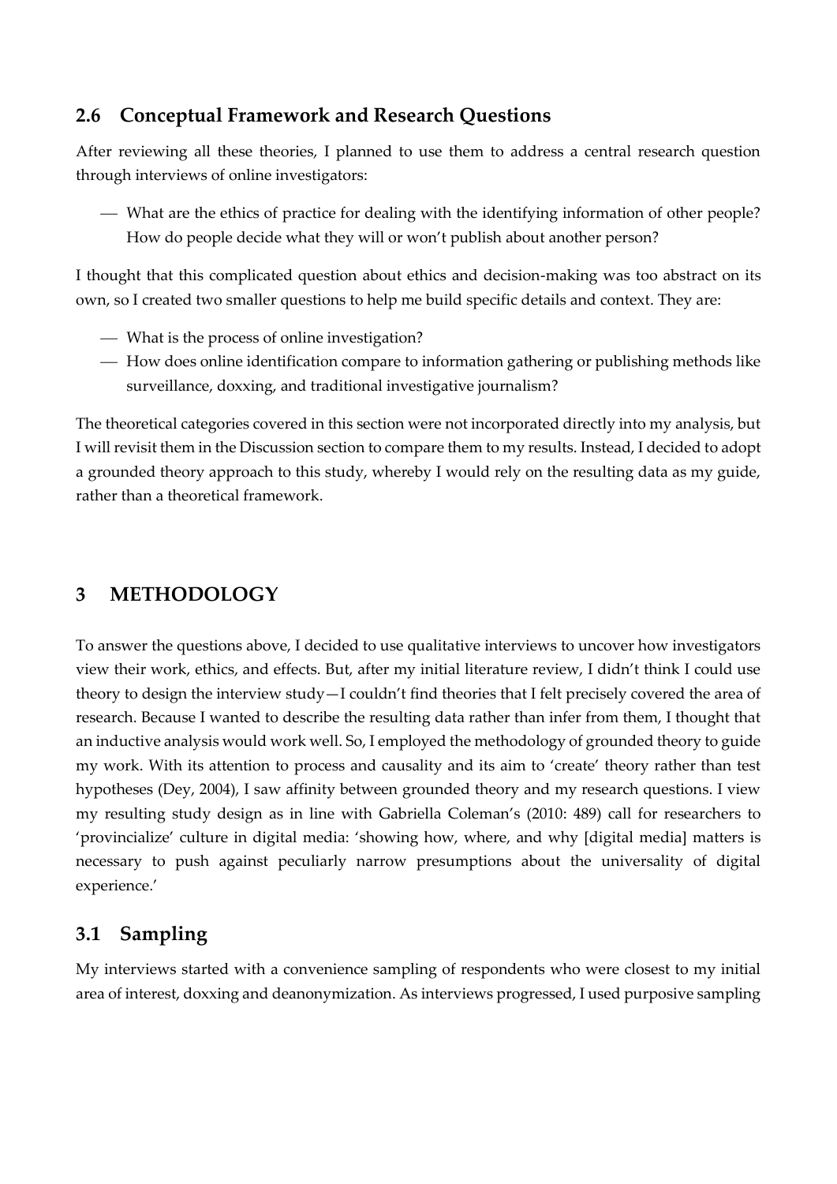## 2.6 Conceptual Framework and Research Questions

After reviewing all these theories, I planned to use them to address a central research question through interviews of online investigators:

- What are the ethics of practice for dealing with the identifying information of other people? How do people decide what they will or won't publish about another person?

I thought that this complicated question about ethics and decision-making was too abstract on its own, so I created two smaller questions to help me build specific details and context. They are:

- What is the process of online investigation?
- How does online identification compare to information gathering or publishing methods like surveillance, doxxing, and traditional investigative journalism?

The theoretical categories covered in this section were not incorporated directly into my analysis, but I will revisit them in the Discussion section to compare them to my results. Instead, I decided to adopt a grounded theory approach to this study, whereby I would rely on the resulting data as my guide, rather than a theoretical framework.

# 3 METHODOLOGY

To answer the questions above, I decided to use qualitative interviews to uncover how investigators view their work, ethics, and effects. But, after my initial literature review, I didn't think I could use theory to design the interview study—I couldn't find theories that I felt precisely covered the area of research. Because I wanted to describe the resulting data rather than infer from them, I thought that an inductive analysis would work well. So, I employed the methodology of grounded theory to guide my work. With its attention to process and causality and its aim to 'create' theory rather than test hypotheses (Dey, 2004), I saw affinity between grounded theory and my research questions. I view my resulting study design as in line with Gabriella Coleman's (2010: 489) call for researchers to 'provincialize' culture in digital media: 'showing how, where, and why [digital media] matters is necessary to push against peculiarly narrow presumptions about the universality of digital experience.'

## 3.1 Sampling

My interviews started with a convenience sampling of respondents who were closest to my initial area of interest, doxxing and deanonymization. As interviews progressed, I used purposive sampling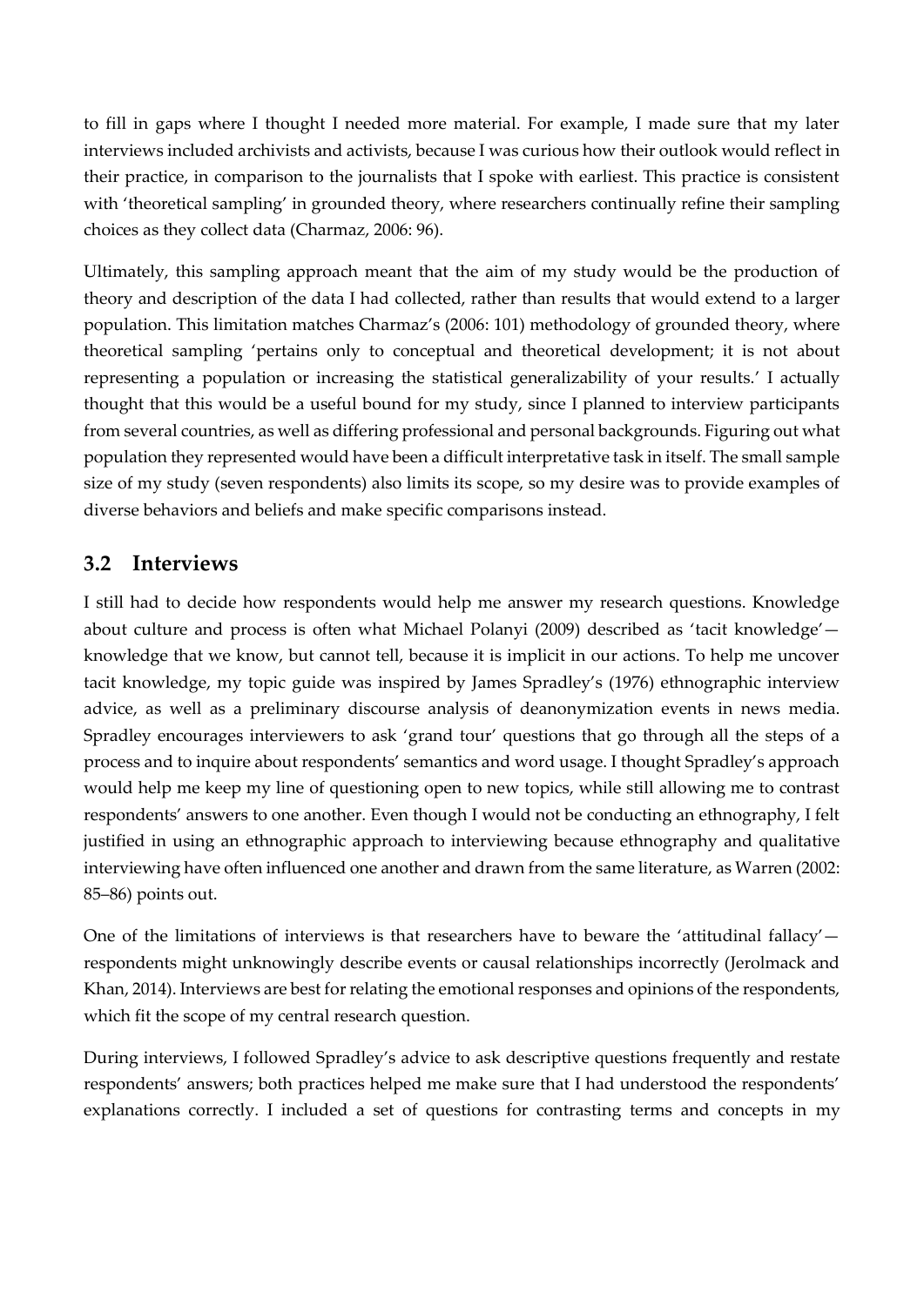to fill in gaps where I thought I needed more material. For example, I made sure that my later interviews included archivists and activists, because I was curious how their outlook would reflect in their practice, in comparison to the journalists that I spoke with earliest. This practice is consistent with 'theoretical sampling' in grounded theory, where researchers continually refine their sampling choices as they collect data (Charmaz, 2006: 96).

Ultimately, this sampling approach meant that the aim of my study would be the production of theory and description of the data I had collected, rather than results that would extend to a larger population. This limitation matches Charmaz's (2006: 101) methodology of grounded theory, where theoretical sampling 'pertains only to conceptual and theoretical development; it is not about representing a population or increasing the statistical generalizability of your results.' I actually thought that this would be a useful bound for my study, since I planned to interview participants from several countries, as well as differing professional and personal backgrounds. Figuring out what population they represented would have been a difficult interpretative task in itself. The small sample size of my study (seven respondents) also limits its scope, so my desire was to provide examples of diverse behaviors and beliefs and make specific comparisons instead.

## 3.2 Interviews

I still had to decide how respondents would help me answer my research questions. Knowledge about culture and process is often what Michael Polanyi (2009) described as 'tacit knowledge'—knowledge that we know, but cannot tell, because it is implicit in our actions. To help me uncover tacit knowledge, my topic guide was inspired by James Spradley's (1976) ethnographic interview advice, as well as a preliminary discourse analysis of deanonymization events in news media. Spradley encourages interviewers to ask 'grand tour' questions that go through all the steps of a process and to inquire about respondents' semantics and word usage. I thought Spradley's approach would help me keep my line of questioning open to new topics, while still allowing me to contrast respondents' answers to one another. Even though I would not be conducting an ethnography, I felt justified in using an ethnographic approach to interviewing because ethnography and qualitative interviewing have often influenced one another and drawn from the same literature, as Warren (2002: 85–86) points out.

One of the limitations of interviews is that researchers have to beware the 'attitudinal fallacy'—respondents might unknowingly describe events or causal relationships incorrectly (Jerolmack and Khan, 2014). Interviews are best for relating the emotional responses and opinions of the respondents, which fit the scope of my central research question.

During interviews, I followed Spradley's advice to ask descriptive questions frequently and restate respondents' answers; both practices helped me make sure that I had understood the respondents' explanations correctly. I included a set of questions for contrasting terms and concepts in my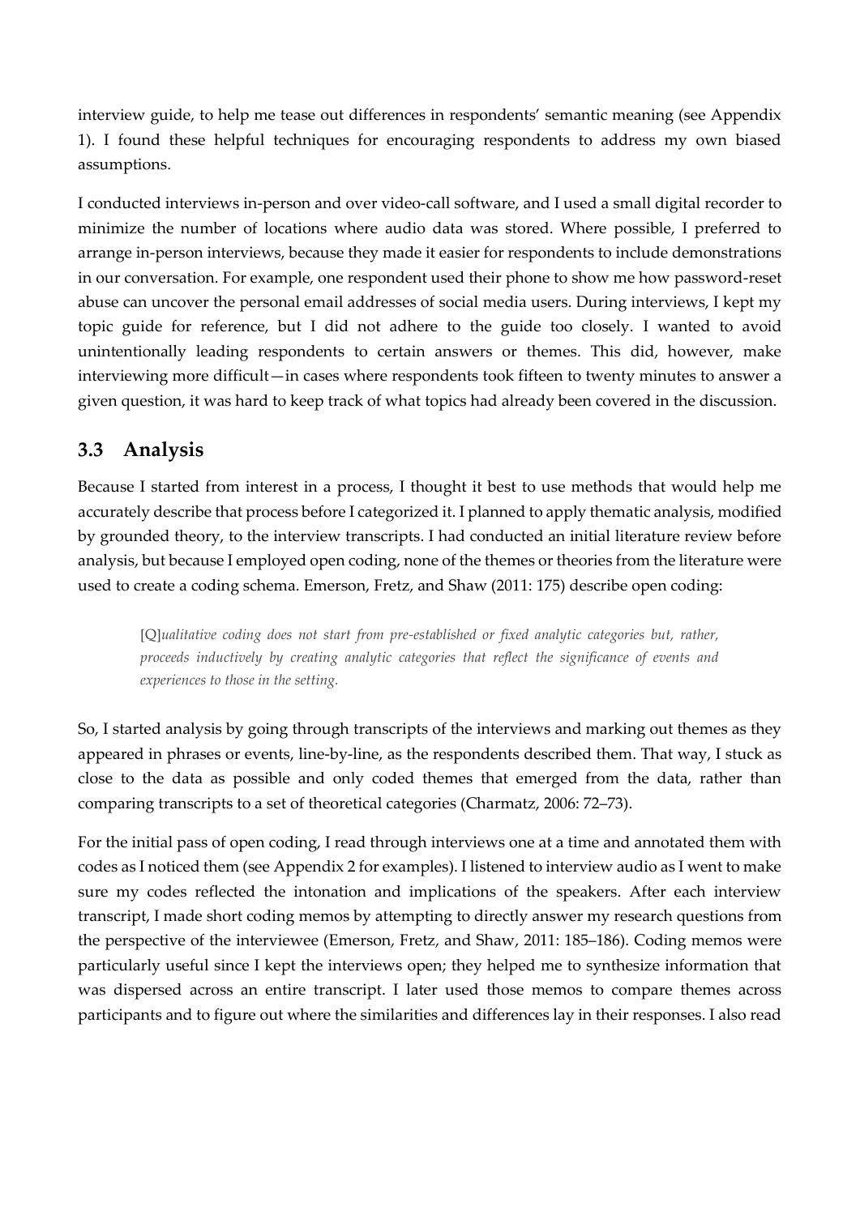interview guide, to help me tease out differences in respondents' semantic meaning (see Appendix 1). I found these helpful techniques for encouraging respondents to address my own biased assumptions.

I conducted interviews in-person and over video-call software, and I used a small digital recorder to minimize the number of locations where audio data was stored. Where possible, I preferred to arrange in-person interviews, because they made it easier for respondents to include demonstrations in our conversation. For example, one respondent used their phone to show me how password-reset abuse can uncover the personal email addresses of social media users. During interviews, I kept my topic guide for reference, but I did not adhere to the guide too closely. I wanted to avoid unintentionally leading respondents to certain answers or themes. This did, however, make interviewing more difficult—in cases where respondents took fifteen to twenty minutes to answer a given question, it was hard to keep track of what topics had already been covered in the discussion.

## 3.3 Analysis

Because I started from interest in a process, I thought it best to use methods that would help me accurately describe that process before I categorized it. I planned to apply thematic analysis, modified by grounded theory, to the interview transcripts. I had conducted an initial literature review before analysis, but because I employed open coding, none of the themes or theories from the literature were used to create a coding schema. Emerson, Fretz, and Shaw (2011: 175) describe open coding:

> [Q]*ualitative coding does not start from pre-established or fixed analytic categories but, rather, proceeds inductively by creating analytic categories that reflect the significance of events and experiences to those in the setting.*

So, I started analysis by going through transcripts of the interviews and marking out themes as they appeared in phrases or events, line-by-line, as the respondents described them. That way, I stuck as close to the data as possible and only coded themes that emerged from the data, rather than comparing transcripts to a set of theoretical categories (Charmatz, 2006: 72–73).

For the initial pass of open coding, I read through interviews one at a time and annotated them with codes as I noticed them (see Appendix 2 for examples). I listened to interview audio as I went to make sure my codes reflected the intonation and implications of the speakers. After each interview transcript, I made short coding memos by attempting to directly answer my research questions from the perspective of the interviewee (Emerson, Fretz, and Shaw, 2011: 185–186). Coding memos were particularly useful since I kept the interviews open; they helped me to synthesize information that was dispersed across an entire transcript. I later used those memos to compare themes across participants and to figure out where the similarities and differences lay in their responses. I also read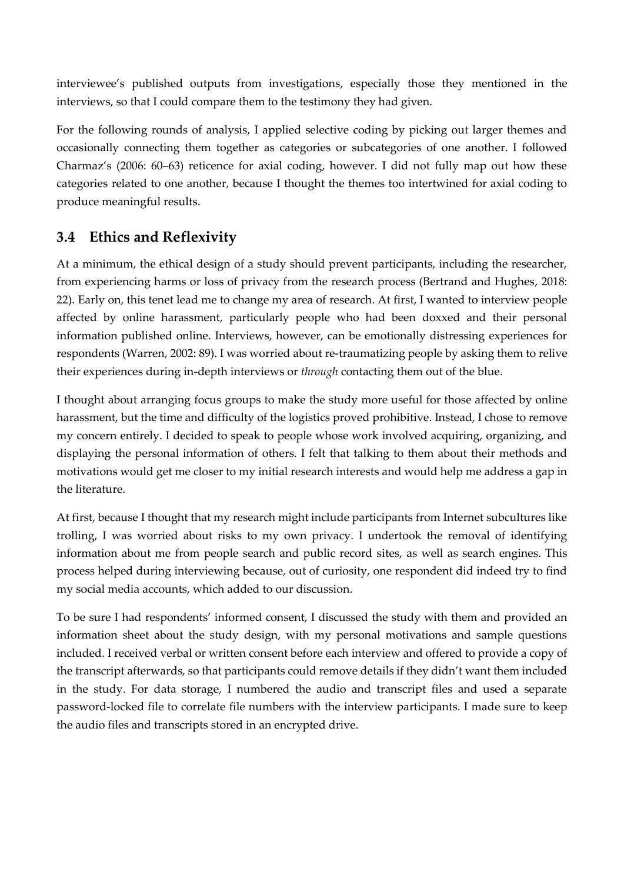interviewee's published outputs from investigations, especially those they mentioned in the interviews, so that I could compare them to the testimony they had given.

For the following rounds of analysis, I applied selective coding by picking out larger themes and occasionally connecting them together as categories or subcategories of one another. I followed Charmaz's (2006: 60–63) reticence for axial coding, however. I did not fully map out how these categories related to one another, because I thought the themes too intertwined for axial coding to produce meaningful results.

## 3.4 Ethics and Reflexivity

At a minimum, the ethical design of a study should prevent participants, including the researcher, from experiencing harms or loss of privacy from the research process (Bertrand and Hughes, 2018: 22). Early on, this tenet lead me to change my area of research. At first, I wanted to interview people affected by online harassment, particularly people who had been doxxed and their personal information published online. Interviews, however, can be emotionally distressing experiences for respondents (Warren, 2002: 89). I was worried about re-traumatizing people by asking them to relive their experiences during in-depth interviews or *through* contacting them out of the blue.

I thought about arranging focus groups to make the study more useful for those affected by online harassment, but the time and difficulty of the logistics proved prohibitive. Instead, I chose to remove my concern entirely. I decided to speak to people whose work involved acquiring, organizing, and displaying the personal information of others. I felt that talking to them about their methods and motivations would get me closer to my initial research interests and would help me address a gap in the literature.

At first, because I thought that my research might include participants from Internet subcultures like trolling, I was worried about risks to my own privacy. I undertook the removal of identifying information about me from people search and public record sites, as well as search engines. This process helped during interviewing because, out of curiosity, one respondent did indeed try to find my social media accounts, which added to our discussion.

To be sure I had respondents' informed consent, I discussed the study with them and provided an information sheet about the study design, with my personal motivations and sample questions included. I received verbal or written consent before each interview and offered to provide a copy of the transcript afterwards, so that participants could remove details if they didn't want them included in the study. For data storage, I numbered the audio and transcript files and used a separate password-locked file to correlate file numbers with the interview participants. I made sure to keep the audio files and transcripts stored in an encrypted drive.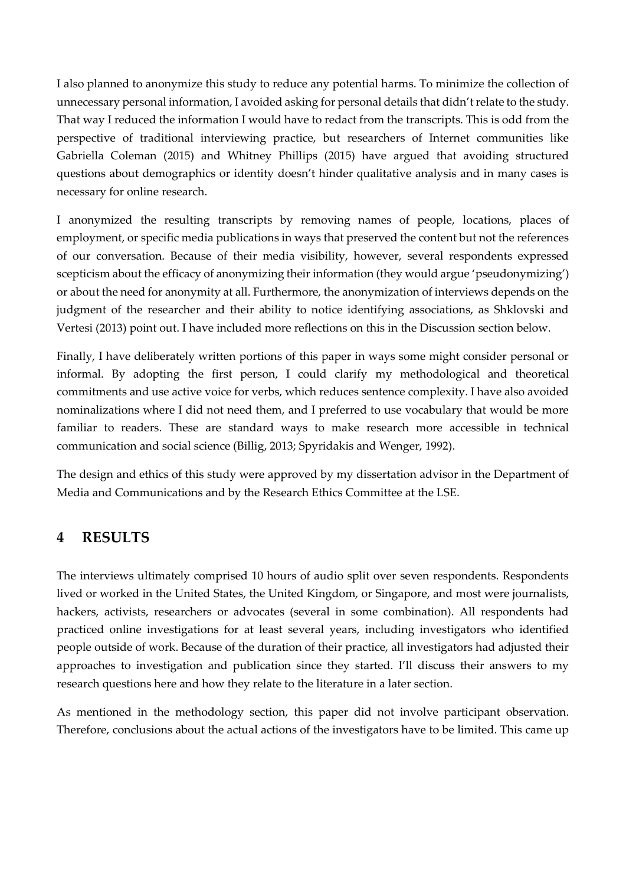I also planned to anonymize this study to reduce any potential harms. To minimize the collection of unnecessary personal information, I avoided asking for personal details that didn't relate to the study. That way I reduced the information I would have to redact from the transcripts. This is odd from the perspective of traditional interviewing practice, but researchers of Internet communities like Gabriella Coleman (2015) and Whitney Phillips (2015) have argued that avoiding structured questions about demographics or identity doesn't hinder qualitative analysis and in many cases is necessary for online research.

I anonymized the resulting transcripts by removing names of people, locations, places of employment, or specific media publications in ways that preserved the content but not the references of our conversation. Because of their media visibility, however, several respondents expressed scepticism about the efficacy of anonymizing their information (they would argue 'pseudonymizing') or about the need for anonymity at all. Furthermore, the anonymization of interviews depends on the judgment of the researcher and their ability to notice identifying associations, as Shklovski and Vertesi (2013) point out. I have included more reflections on this in the Discussion section below.

Finally, I have deliberately written portions of this paper in ways some might consider personal or informal. By adopting the first person, I could clarify my methodological and theoretical commitments and use active voice for verbs, which reduces sentence complexity. I have also avoided nominalizations where I did not need them, and I preferred to use vocabulary that would be more familiar to readers. These are standard ways to make research more accessible in technical communication and social science (Billig, 2013; Spyridakis and Wenger, 1992).

The design and ethics of this study were approved by my dissertation advisor in the Department of Media and Communications and by the Research Ethics Committee at the LSE.

## 4 RESULTS

The interviews ultimately comprised 10 hours of audio split over seven respondents. Respondents lived or worked in the United States, the United Kingdom, or Singapore, and most were journalists, hackers, activists, researchers or advocates (several in some combination). All respondents had practiced online investigations for at least several years, including investigators who identified people outside of work. Because of the duration of their practice, all investigators had adjusted their approaches to investigation and publication since they started. I'll discuss their answers to my research questions here and how they relate to the literature in a later section.

As mentioned in the methodology section, this paper did not involve participant observation. Therefore, conclusions about the actual actions of the investigators have to be limited. This came up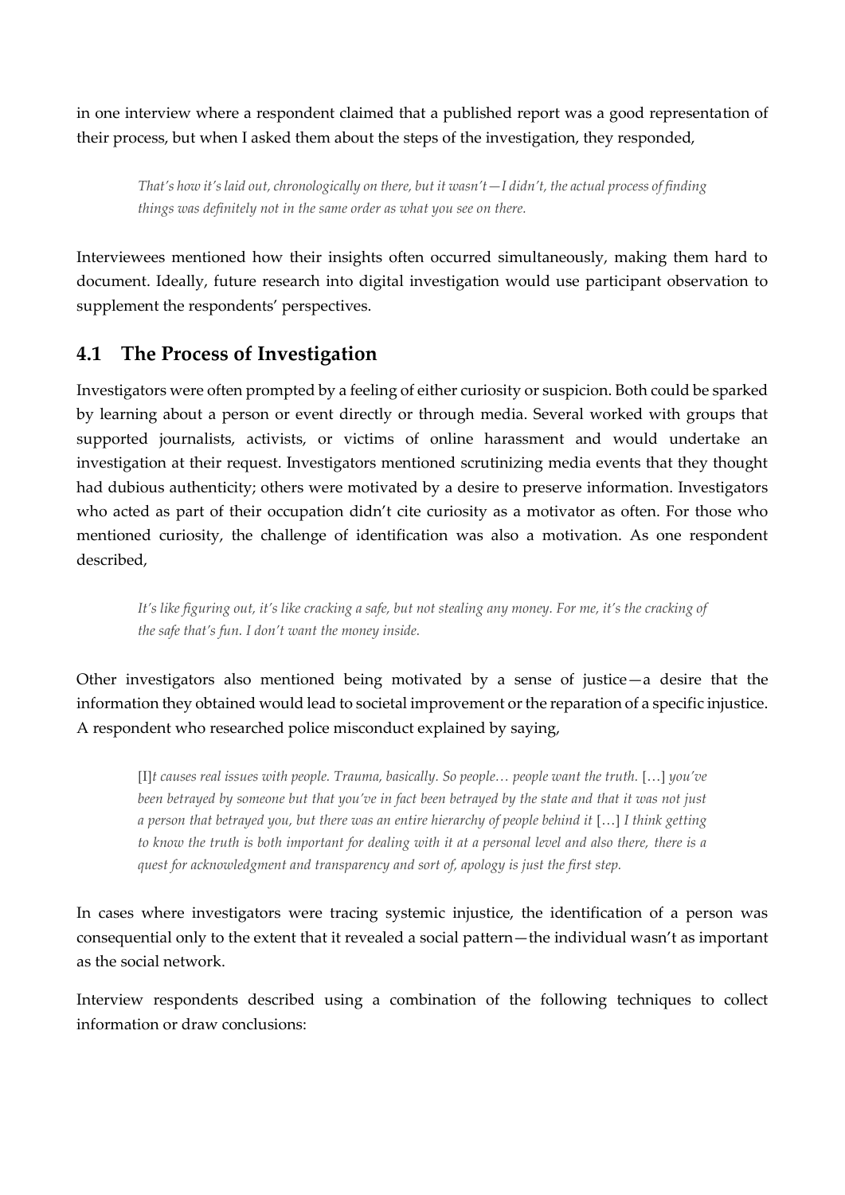in one interview where a respondent claimed that a published report was a good representation of their process, but when I asked them about the steps of the investigation, they responded,

> *That's how it's laid out, chronologically on there, but it wasn't—I didn't, the actual process of finding things was definitely not in the same order as what you see on there.*

Interviewees mentioned how their insights often occurred simultaneously, making them hard to document. Ideally, future research into digital investigation would use participant observation to supplement the respondents' perspectives.

## 4.1 The Process of Investigation

Investigators were often prompted by a feeling of either curiosity or suspicion. Both could be sparked by learning about a person or event directly or through media. Several worked with groups that supported journalists, activists, or victims of online harassment and would undertake an investigation at their request. Investigators mentioned scrutinizing media events that they thought had dubious authenticity; others were motivated by a desire to preserve information. Investigators who acted as part of their occupation didn't cite curiosity as a motivator as often. For those who mentioned curiosity, the challenge of identification was also a motivation. As one respondent described,

> *It's like figuring out, it's like cracking a safe, but not stealing any money. For me, it's the cracking of the safe that's fun. I don't want the money inside.*

Other investigators also mentioned being motivated by a sense of justice—a desire that the information they obtained would lead to societal improvement or the reparation of a specific injustice. A respondent who researched police misconduct explained by saying,

> [I]*t causes real issues with people. Trauma, basically. So people… people want the truth.* […] *you've been betrayed by someone but that you've in fact been betrayed by the state and that it was not just a person that betrayed you, but there was an entire hierarchy of people behind it* […] *I think getting to know the truth is both important for dealing with it at a personal level and also there, there is a quest for acknowledgment and transparency and sort of, apology is just the first step.*

In cases where investigators were tracing systemic injustice, the identification of a person was consequential only to the extent that it revealed a social pattern—the individual wasn't as important as the social network.

Interview respondents described using a combination of the following techniques to collect information or draw conclusions: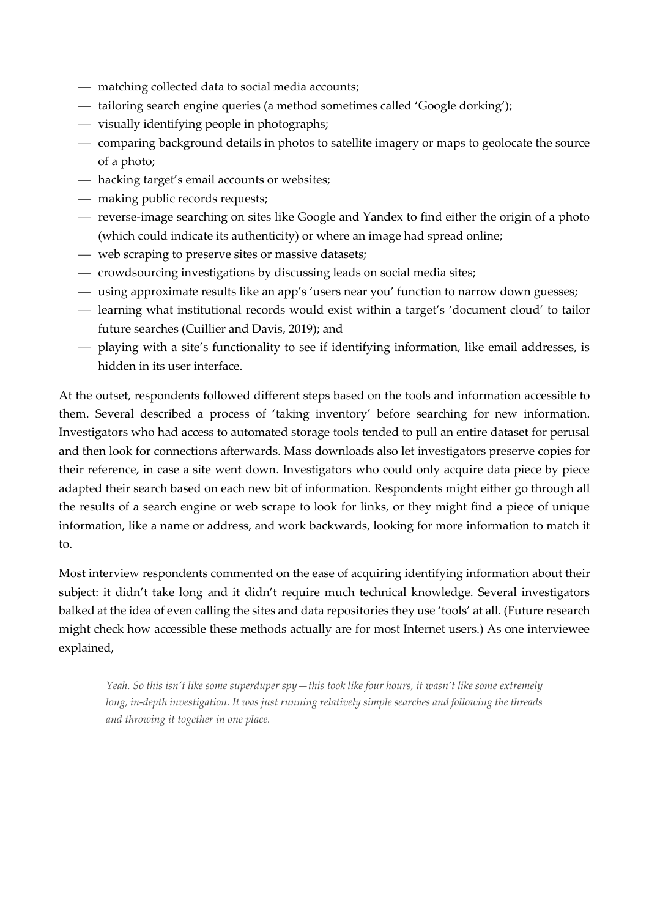- matching collected data to social media accounts;
- tailoring search engine queries (a method sometimes called 'Google dorking');
- visually identifying people in photographs;
- comparing background details in photos to satellite imagery or maps to geolocate the source of a photo;
- hacking target's email accounts or websites;
- making public records requests;
- reverse-image searching on sites like Google and Yandex to find either the origin of a photo (which could indicate its authenticity) or where an image had spread online;
- web scraping to preserve sites or massive datasets;
- crowdsourcing investigations by discussing leads on social media sites;
- using approximate results like an app's 'users near you' function to narrow down guesses;
- learning what institutional records would exist within a target's 'document cloud' to tailor future searches (Cuillier and Davis, 2019); and
- playing with a site's functionality to see if identifying information, like email addresses, is hidden in its user interface.

At the outset, respondents followed different steps based on the tools and information accessible to them. Several described a process of 'taking inventory' before searching for new information. Investigators who had access to automated storage tools tended to pull an entire dataset for perusal and then look for connections afterwards. Mass downloads also let investigators preserve copies for their reference, in case a site went down. Investigators who could only acquire data piece by piece adapted their search based on each new bit of information. Respondents might either go through all the results of a search engine or web scrape to look for links, or they might find a piece of unique information, like a name or address, and work backwards, looking for more information to match it to.

Most interview respondents commented on the ease of acquiring identifying information about their subject: it didn't take long and it didn't require much technical knowledge. Several investigators balked at the idea of even calling the sites and data repositories they use 'tools' at all. (Future research might check how accessible these methods actually are for most Internet users.) As one interviewee explained,

> *Yeah. So this isn't like some superduper spy—this took like four hours, it wasn't like some extremely long, in-depth investigation. It was just running relatively simple searches and following the threads and throwing it together in one place.*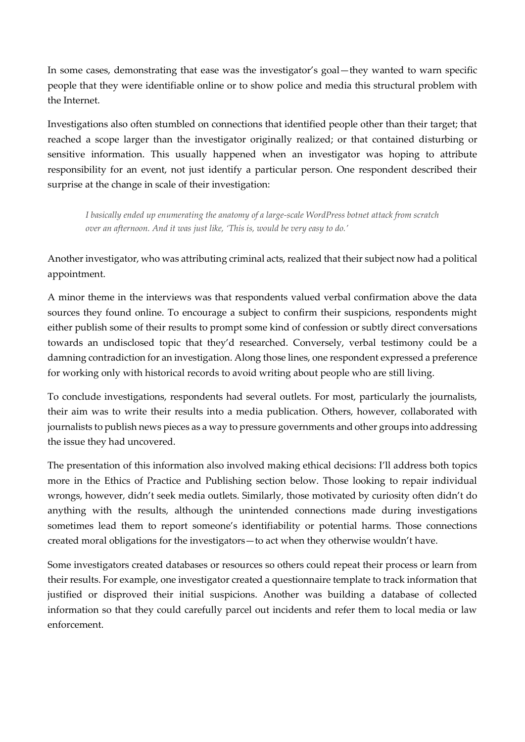In some cases, demonstrating that ease was the investigator's goal—they wanted to warn specific people that they were identifiable online or to show police and media this structural problem with the Internet.

Investigations also often stumbled on connections that identified people other than their target; that reached a scope larger than the investigator originally realized; or that contained disturbing or sensitive information. This usually happened when an investigator was hoping to attribute responsibility for an event, not just identify a particular person. One respondent described their surprise at the change in scale of their investigation:

> *I basically ended up enumerating the anatomy of a large-scale WordPress botnet attack from scratch over an afternoon. And it was just like, 'This is, would be very easy to do.'*

Another investigator, who was attributing criminal acts, realized that their subject now had a political appointment.

A minor theme in the interviews was that respondents valued verbal confirmation above the data sources they found online. To encourage a subject to confirm their suspicions, respondents might either publish some of their results to prompt some kind of confession or subtly direct conversations towards an undisclosed topic that they'd researched. Conversely, verbal testimony could be a damning contradiction for an investigation. Along those lines, one respondent expressed a preference for working only with historical records to avoid writing about people who are still living.

To conclude investigations, respondents had several outlets. For most, particularly the journalists, their aim was to write their results into a media publication. Others, however, collaborated with journalists to publish news pieces as a way to pressure governments and other groups into addressing the issue they had uncovered.

The presentation of this information also involved making ethical decisions: I'll address both topics more in the Ethics of Practice and Publishing section below. Those looking to repair individual wrongs, however, didn't seek media outlets. Similarly, those motivated by curiosity often didn't do anything with the results, although the unintended connections made during investigations sometimes lead them to report someone's identifiability or potential harms. Those connections created moral obligations for the investigators—to act when they otherwise wouldn't have.

Some investigators created databases or resources so others could repeat their process or learn from their results. For example, one investigator created a questionnaire template to track information that justified or disproved their initial suspicions. Another was building a database of collected information so that they could carefully parcel out incidents and refer them to local media or law enforcement.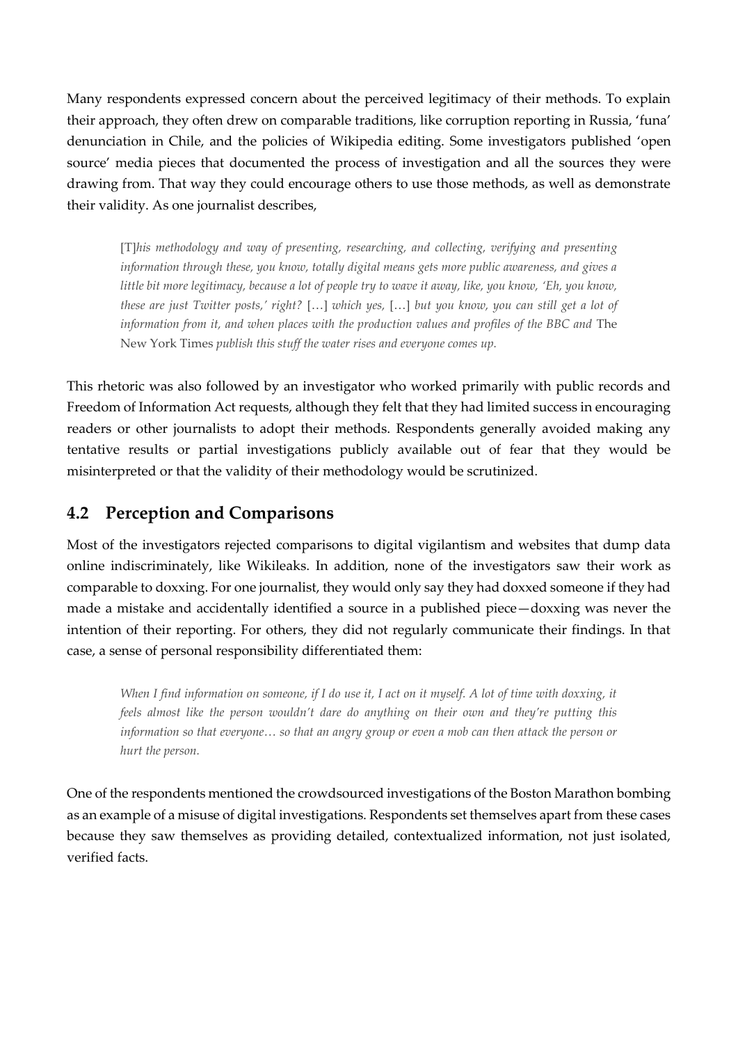Many respondents expressed concern about the perceived legitimacy of their methods. To explain their approach, they often drew on comparable traditions, like corruption reporting in Russia, 'funa' denunciation in Chile, and the policies of Wikipedia editing. Some investigators published 'open source' media pieces that documented the process of investigation and all the sources they were drawing from. That way they could encourage others to use those methods, as well as demonstrate their validity. As one journalist describes,

> [T]*his methodology and way of presenting, researching, and collecting, verifying and presenting information through these, you know, totally digital means gets more public awareness, and gives a little bit more legitimacy, because a lot of people try to wave it away, like, you know, 'Eh, you know, these are just Twitter posts,' right?* […] *which yes,* […] *but you know, you can still get a lot of information from it, and when places with the production values and profiles of the BBC and* The New York Times *publish this stuff the water rises and everyone comes up.*

This rhetoric was also followed by an investigator who worked primarily with public records and Freedom of Information Act requests, although they felt that they had limited success in encouraging readers or other journalists to adopt their methods. Respondents generally avoided making any tentative results or partial investigations publicly available out of fear that they would be misinterpreted or that the validity of their methodology would be scrutinized.

## 4.2 Perception and Comparisons

Most of the investigators rejected comparisons to digital vigilantism and websites that dump data online indiscriminately, like Wikileaks. In addition, none of the investigators saw their work as comparable to doxxing. For one journalist, they would only say they had doxxed someone if they had made a mistake and accidentally identified a source in a published piece—doxxing was never the intention of their reporting. For others, they did not regularly communicate their findings. In that case, a sense of personal responsibility differentiated them:

> *When I find information on someone, if I do use it, I act on it myself. A lot of time with doxxing, it feels almost like the person wouldn't dare do anything on their own and they're putting this information so that everyone… so that an angry group or even a mob can then attack the person or hurt the person.*

One of the respondents mentioned the crowdsourced investigations of the Boston Marathon bombing as an example of a misuse of digital investigations. Respondents set themselves apart from these cases because they saw themselves as providing detailed, contextualized information, not just isolated, verified facts.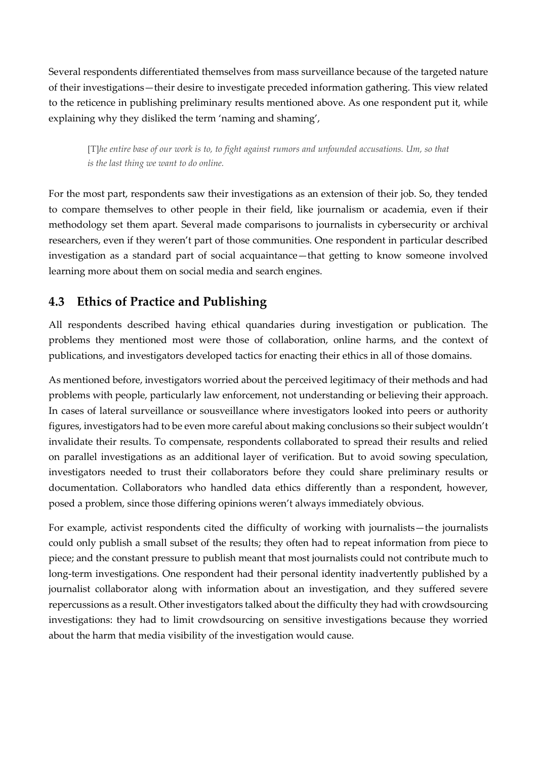Several respondents differentiated themselves from mass surveillance because of the targeted nature of their investigations—their desire to investigate preceded information gathering. This view related to the reticence in publishing preliminary results mentioned above. As one respondent put it, while explaining why they disliked the term 'naming and shaming',

> [T]*he entire base of our work is to, to fight against rumors and unfounded accusations. Um, so that is the last thing we want to do online.*

For the most part, respondents saw their investigations as an extension of their job. So, they tended to compare themselves to other people in their field, like journalism or academia, even if their methodology set them apart. Several made comparisons to journalists in cybersecurity or archival researchers, even if they weren't part of those communities. One respondent in particular described investigation as a standard part of social acquaintance—that getting to know someone involved learning more about them on social media and search engines.

## 4.3 Ethics of Practice and Publishing

All respondents described having ethical quandaries during investigation or publication. The problems they mentioned most were those of collaboration, online harms, and the context of publications, and investigators developed tactics for enacting their ethics in all of those domains.

As mentioned before, investigators worried about the perceived legitimacy of their methods and had problems with people, particularly law enforcement, not understanding or believing their approach. In cases of lateral surveillance or sousveillance where investigators looked into peers or authority figures, investigators had to be even more careful about making conclusions so their subject wouldn't invalidate their results. To compensate, respondents collaborated to spread their results and relied on parallel investigations as an additional layer of verification. But to avoid sowing speculation, investigators needed to trust their collaborators before they could share preliminary results or documentation. Collaborators who handled data ethics differently than a respondent, however, posed a problem, since those differing opinions weren't always immediately obvious.

For example, activist respondents cited the difficulty of working with journalists—the journalists could only publish a small subset of the results; they often had to repeat information from piece to piece; and the constant pressure to publish meant that most journalists could not contribute much to long-term investigations. One respondent had their personal identity inadvertently published by a journalist collaborator along with information about an investigation, and they suffered severe repercussions as a result. Other investigators talked about the difficulty they had with crowdsourcing investigations: they had to limit crowdsourcing on sensitive investigations because they worried about the harm that media visibility of the investigation would cause.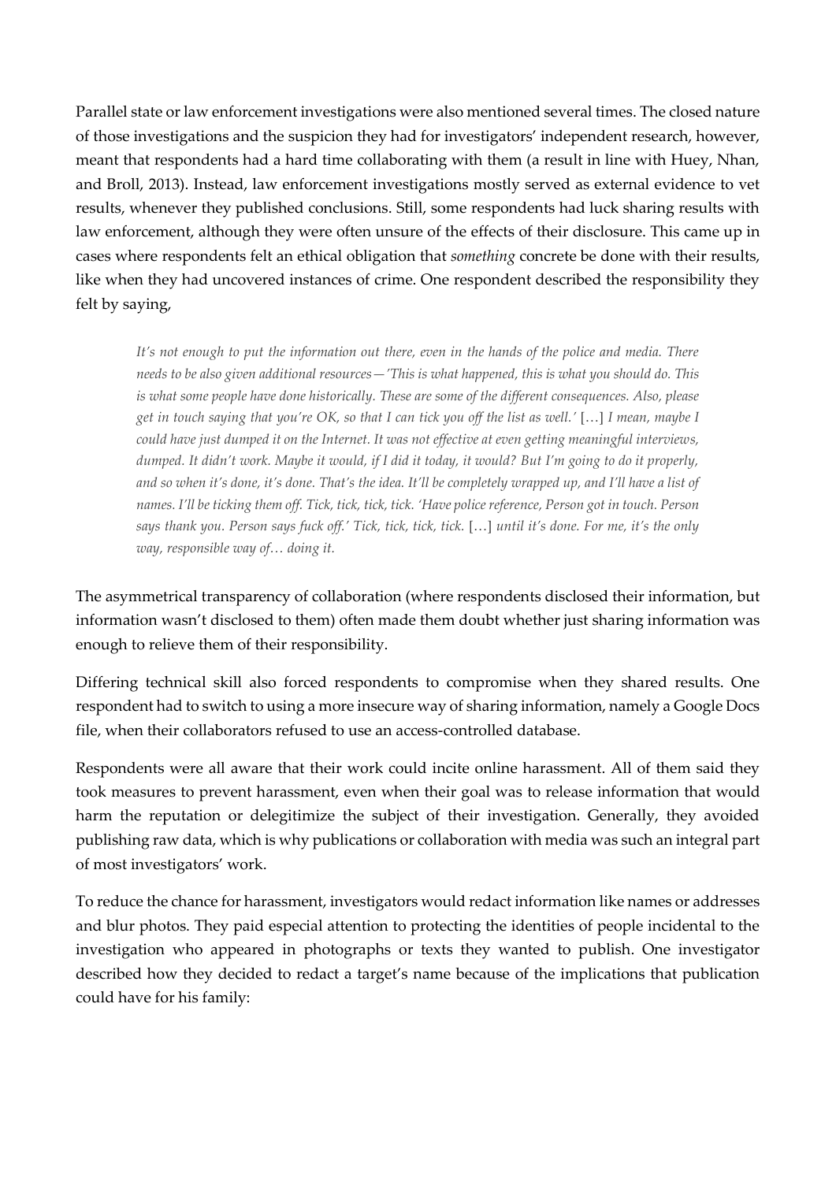Parallel state or law enforcement investigations were also mentioned several times. The closed nature of those investigations and the suspicion they had for investigators' independent research, however, meant that respondents had a hard time collaborating with them (a result in line with Huey, Nhan, and Broll, 2013). Instead, law enforcement investigations mostly served as external evidence to vet results, whenever they published conclusions. Still, some respondents had luck sharing results with law enforcement, although they were often unsure of the effects of their disclosure. This came up in cases where respondents felt an ethical obligation that *something* concrete be done with their results, like when they had uncovered instances of crime. One respondent described the responsibility they felt by saying,

> *It's not enough to put the information out there, even in the hands of the police and media. There needs to be also given additional resources—'This is what happened, this is what you should do. This is what some people have done historically. These are some of the different consequences. Also, please get in touch saying that you're OK, so that I can tick you off the list as well.'* […] *I mean, maybe I could have just dumped it on the Internet. It was not effective at even getting meaningful interviews, dumped. It didn't work. Maybe it would, if I did it today, it would? But I'm going to do it properly, and so when it's done, it's done. That's the idea. It'll be completely wrapped up, and I'll have a list of names. I'll be ticking them off. Tick, tick, tick, tick. 'Have police reference, Person got in touch. Person says thank you. Person says fuck off.' Tick, tick, tick, tick.* […] *until it's done. For me, it's the only way, responsible way of… doing it.*

The asymmetrical transparency of collaboration (where respondents disclosed their information, but information wasn't disclosed to them) often made them doubt whether just sharing information was enough to relieve them of their responsibility.

Differing technical skill also forced respondents to compromise when they shared results. One respondent had to switch to using a more insecure way of sharing information, namely a Google Docs file, when their collaborators refused to use an access-controlled database.

Respondents were all aware that their work could incite online harassment. All of them said they took measures to prevent harassment, even when their goal was to release information that would harm the reputation or delegitimize the subject of their investigation. Generally, they avoided publishing raw data, which is why publications or collaboration with media was such an integral part of most investigators' work.

To reduce the chance for harassment, investigators would redact information like names or addresses and blur photos. They paid especial attention to protecting the identities of people incidental to the investigation who appeared in photographs or texts they wanted to publish. One investigator described how they decided to redact a target's name because of the implications that publication could have for his family: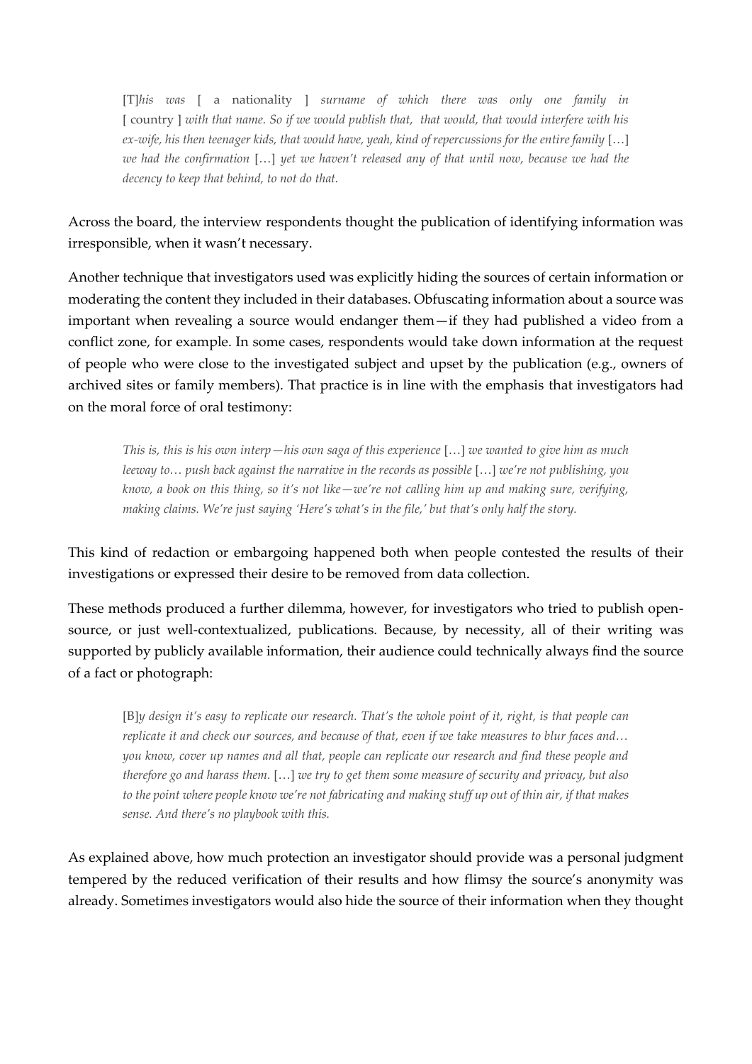> [T]*his was* [ a nationality ] *surname of which there was only one family in* [ country ] *with that name. So if we would publish that, that would, that would interfere with his ex-wife, his then teenager kids, that would have, yeah, kind of repercussions for the entire family* […] *we had the confirmation* […] *yet we haven't released any of that until now, because we had the decency to keep that behind, to not do that.*

Across the board, the interview respondents thought the publication of identifying information was irresponsible, when it wasn't necessary.

Another technique that investigators used was explicitly hiding the sources of certain information or moderating the content they included in their databases. Obfuscating information about a source was important when revealing a source would endanger them—if they had published a video from a conflict zone, for example. In some cases, respondents would take down information at the request of people who were close to the investigated subject and upset by the publication (e.g., owners of archived sites or family members). That practice is in line with the emphasis that investigators had on the moral force of oral testimony:

> *This is, this is his own interp—his own saga of this experience* […] *we wanted to give him as much leeway to… push back against the narrative in the records as possible* […] *we're not publishing, you know, a book on this thing, so it's not like—we're not calling him up and making sure, verifying, making claims. We're just saying 'Here's what's in the file,' but that's only half the story.*

This kind of redaction or embargoing happened both when people contested the results of their investigations or expressed their desire to be removed from data collection.

These methods produced a further dilemma, however, for investigators who tried to publish open-source, or just well-contextualized, publications. Because, by necessity, all of their writing was supported by publicly available information, their audience could technically always find the source of a fact or photograph:

> [B]*y design it's easy to replicate our research. That's the whole point of it, right, is that people can replicate it and check our sources, and because of that, even if we take measures to blur faces and… you know, cover up names and all that, people can replicate our research and find these people and therefore go and harass them.* […] *we try to get them some measure of security and privacy, but also to the point where people know we're not fabricating and making stuff up out of thin air, if that makes sense. And there's no playbook with this.*

As explained above, how much protection an investigator should provide was a personal judgment tempered by the reduced verification of their results and how flimsy the source's anonymity was already. Sometimes investigators would also hide the source of their information when they thought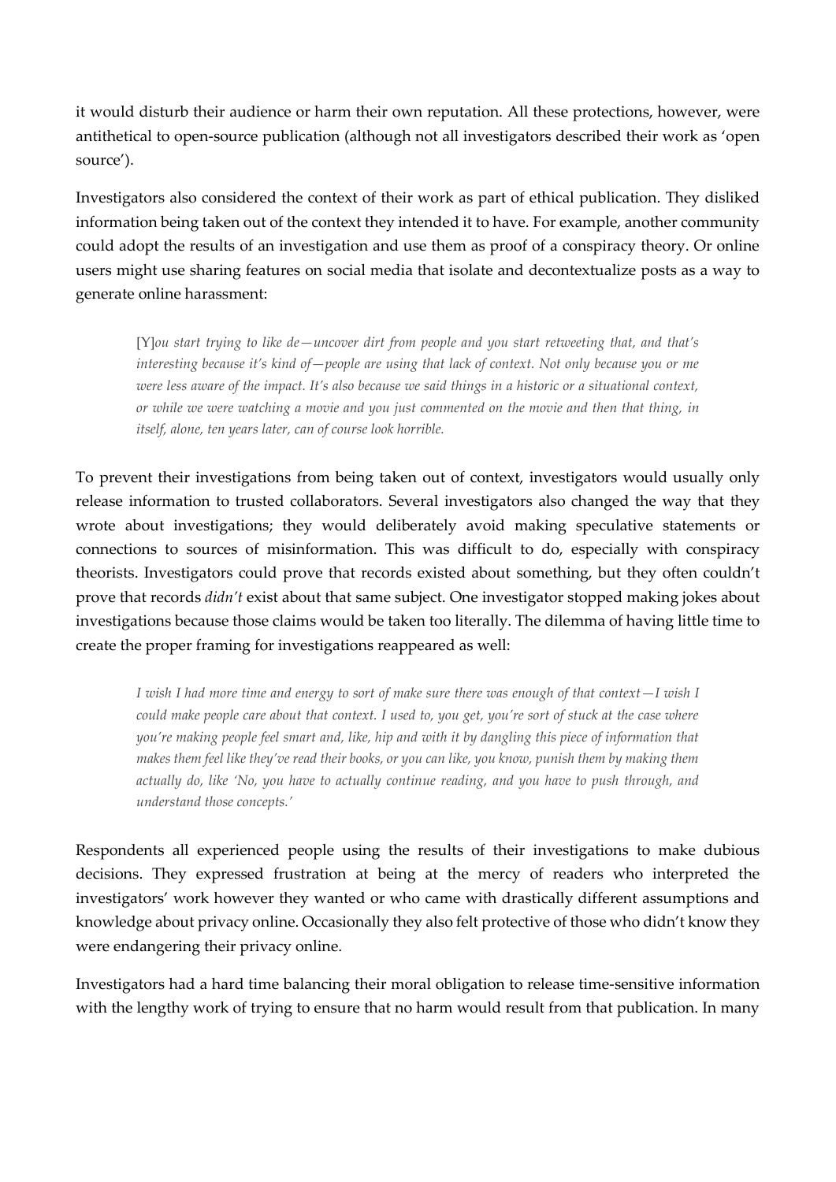it would disturb their audience or harm their own reputation. All these protections, however, were antithetical to open-source publication (although not all investigators described their work as 'open source').

Investigators also considered the context of their work as part of ethical publication. They disliked information being taken out of the context they intended it to have. For example, another community could adopt the results of an investigation and use them as proof of a conspiracy theory. Or online users might use sharing features on social media that isolate and decontextualize posts as a way to generate online harassment:

> [Y]*ou start trying to like de—uncover dirt from people and you start retweeting that, and that's interesting because it's kind of—people are using that lack of context. Not only because you or me were less aware of the impact. It's also because we said things in a historic or a situational context, or while we were watching a movie and you just commented on the movie and then that thing, in itself, alone, ten years later, can of course look horrible.*

To prevent their investigations from being taken out of context, investigators would usually only release information to trusted collaborators. Several investigators also changed the way that they wrote about investigations; they would deliberately avoid making speculative statements or connections to sources of misinformation. This was difficult to do, especially with conspiracy theorists. Investigators could prove that records existed about something, but they often couldn't prove that records *didn't* exist about that same subject. One investigator stopped making jokes about investigations because those claims would be taken too literally. The dilemma of having little time to create the proper framing for investigations reappeared as well:

> *I wish I had more time and energy to sort of make sure there was enough of that context—I wish I could make people care about that context. I used to, you get, you're sort of stuck at the case where you're making people feel smart and, like, hip and with it by dangling this piece of information that makes them feel like they've read their books, or you can like, you know, punish them by making them actually do, like 'No, you have to actually continue reading, and you have to push through, and understand those concepts.'*

Respondents all experienced people using the results of their investigations to make dubious decisions. They expressed frustration at being at the mercy of readers who interpreted the investigators' work however they wanted or who came with drastically different assumptions and knowledge about privacy online. Occasionally they also felt protective of those who didn't know they were endangering their privacy online.

Investigators had a hard time balancing their moral obligation to release time-sensitive information with the lengthy work of trying to ensure that no harm would result from that publication. In many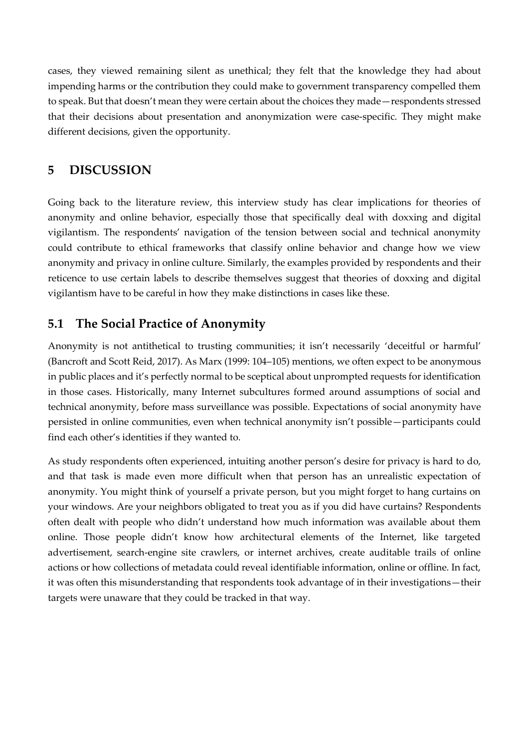cases, they viewed remaining silent as unethical; they felt that the knowledge they had about impending harms or the contribution they could make to government transparency compelled them to speak. But that doesn't mean they were certain about the choices they made—respondents stressed that their decisions about presentation and anonymization were case-specific. They might make different decisions, given the opportunity.

## 5 DISCUSSION

Going back to the literature review, this interview study has clear implications for theories of anonymity and online behavior, especially those that specifically deal with doxxing and digital vigilantism. The respondents' navigation of the tension between social and technical anonymity could contribute to ethical frameworks that classify online behavior and change how we view anonymity and privacy in online culture. Similarly, the examples provided by respondents and their reticence to use certain labels to describe themselves suggest that theories of doxxing and digital vigilantism have to be careful in how they make distinctions in cases like these.

### 5.1 The Social Practice of Anonymity

Anonymity is not antithetical to trusting communities; it isn't necessarily 'deceitful or harmful' (Bancroft and Scott Reid, 2017). As Marx (1999: 104–105) mentions, we often expect to be anonymous in public places and it's perfectly normal to be sceptical about unprompted requests for identification in those cases. Historically, many Internet subcultures formed around assumptions of social and technical anonymity, before mass surveillance was possible. Expectations of social anonymity have persisted in online communities, even when technical anonymity isn't possible—participants could find each other's identities if they wanted to.

As study respondents often experienced, intuiting another person's desire for privacy is hard to do, and that task is made even more difficult when that person has an unrealistic expectation of anonymity. You might think of yourself a private person, but you might forget to hang curtains on your windows. Are your neighbors obligated to treat you as if you did have curtains? Respondents often dealt with people who didn't understand how much information was available about them online. Those people didn't know how architectural elements of the Internet, like targeted advertisement, search-engine site crawlers, or internet archives, create auditable trails of online actions or how collections of metadata could reveal identifiable information, online or offline. In fact, it was often this misunderstanding that respondents took advantage of in their investigations—their targets were unaware that they could be tracked in that way.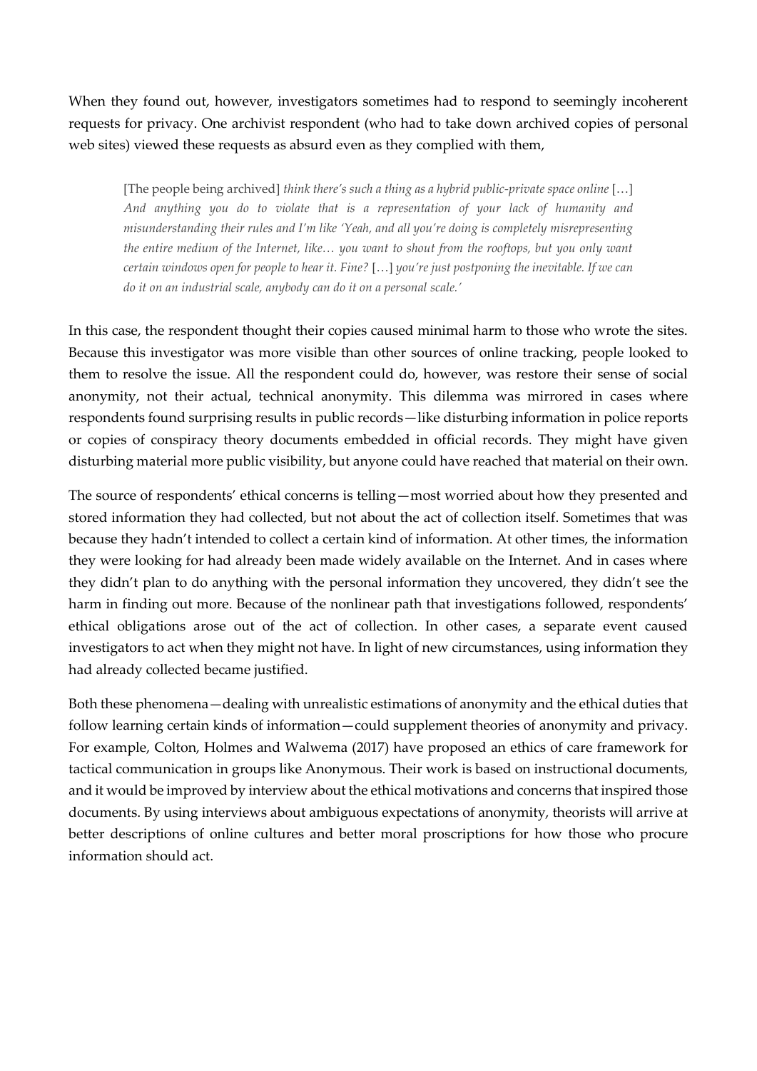When they found out, however, investigators sometimes had to respond to seemingly incoherent requests for privacy. One archivist respondent (who had to take down archived copies of personal web sites) viewed these requests as absurd even as they complied with them,

> [The people being archived] *think there's such a thing as a hybrid public-private space online* […] *And anything you do to violate that is a representation of your lack of humanity and misunderstanding their rules and I'm like 'Yeah, and all you're doing is completely misrepresenting the entire medium of the Internet, like… you want to shout from the rooftops, but you only want certain windows open for people to hear it. Fine?* […] *you're just postponing the inevitable. If we can do it on an industrial scale, anybody can do it on a personal scale.'*

In this case, the respondent thought their copies caused minimal harm to those who wrote the sites. Because this investigator was more visible than other sources of online tracking, people looked to them to resolve the issue. All the respondent could do, however, was restore their sense of social anonymity, not their actual, technical anonymity. This dilemma was mirrored in cases where respondents found surprising results in public records—like disturbing information in police reports or copies of conspiracy theory documents embedded in official records. They might have given disturbing material more public visibility, but anyone could have reached that material on their own.

The source of respondents' ethical concerns is telling—most worried about how they presented and stored information they had collected, but not about the act of collection itself. Sometimes that was because they hadn't intended to collect a certain kind of information. At other times, the information they were looking for had already been made widely available on the Internet. And in cases where they didn't plan to do anything with the personal information they uncovered, they didn't see the harm in finding out more. Because of the nonlinear path that investigations followed, respondents' ethical obligations arose out of the act of collection. In other cases, a separate event caused investigators to act when they might not have. In light of new circumstances, using information they had already collected became justified.

Both these phenomena—dealing with unrealistic estimations of anonymity and the ethical duties that follow learning certain kinds of information—could supplement theories of anonymity and privacy. For example, Colton, Holmes and Walwema (2017) have proposed an ethics of care framework for tactical communication in groups like Anonymous. Their work is based on instructional documents, and it would be improved by interview about the ethical motivations and concerns that inspired those documents. By using interviews about ambiguous expectations of anonymity, theorists will arrive at better descriptions of online cultures and better moral proscriptions for how those who procure information should act.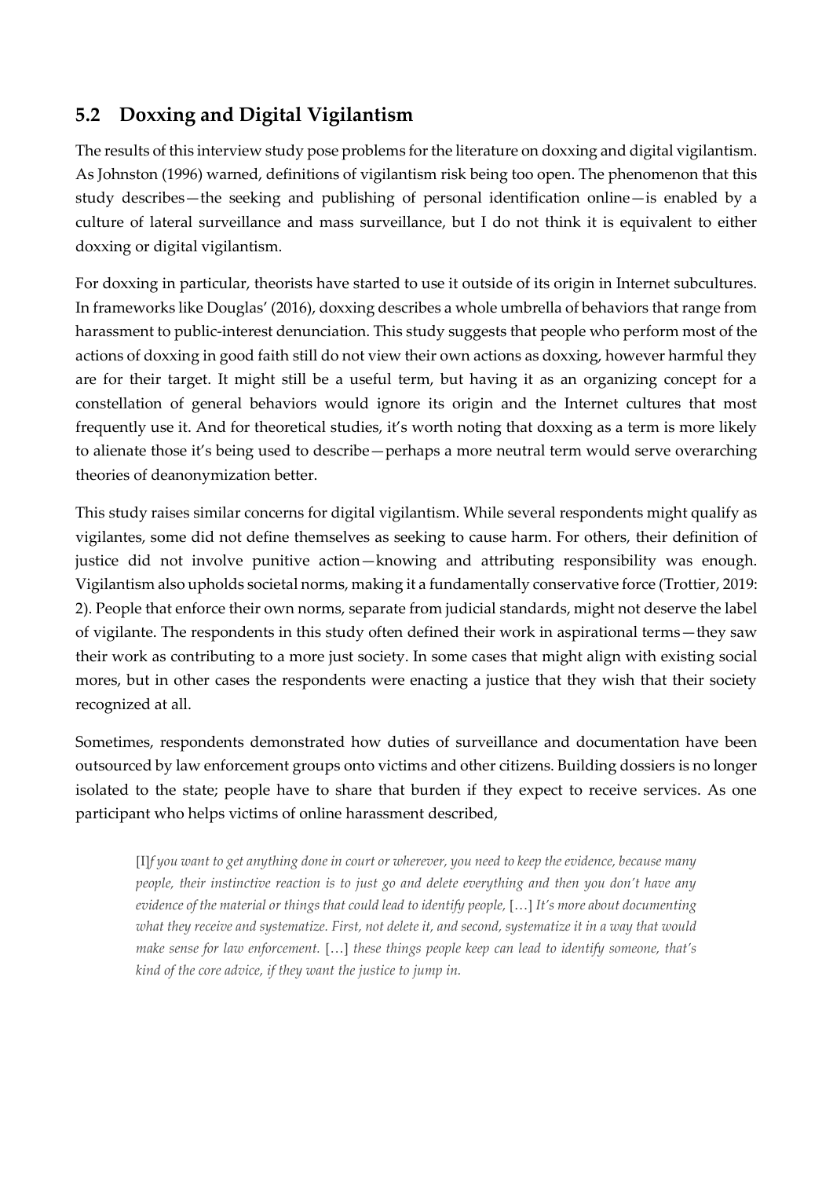## 5.2 Doxxing and Digital Vigilantism

The results of this interview study pose problems for the literature on doxxing and digital vigilantism. As Johnston (1996) warned, definitions of vigilantism risk being too open. The phenomenon that this study describes—the seeking and publishing of personal identification online—is enabled by a culture of lateral surveillance and mass surveillance, but I do not think it is equivalent to either doxxing or digital vigilantism.

For doxxing in particular, theorists have started to use it outside of its origin in Internet subcultures. In frameworks like Douglas' (2016), doxxing describes a whole umbrella of behaviors that range from harassment to public-interest denunciation. This study suggests that people who perform most of the actions of doxxing in good faith still do not view their own actions as doxxing, however harmful they are for their target. It might still be a useful term, but having it as an organizing concept for a constellation of general behaviors would ignore its origin and the Internet cultures that most frequently use it. And for theoretical studies, it's worth noting that doxxing as a term is more likely to alienate those it's being used to describe—perhaps a more neutral term would serve overarching theories of deanonymization better.

This study raises similar concerns for digital vigilantism. While several respondents might qualify as vigilantes, some did not define themselves as seeking to cause harm. For others, their definition of justice did not involve punitive action—knowing and attributing responsibility was enough. Vigilantism also upholds societal norms, making it a fundamentally conservative force (Trottier, 2019: 2). People that enforce their own norms, separate from judicial standards, might not deserve the label of vigilante. The respondents in this study often defined their work in aspirational terms—they saw their work as contributing to a more just society. In some cases that might align with existing social mores, but in other cases the respondents were enacting a justice that they wish that their society recognized at all.

Sometimes, respondents demonstrated how duties of surveillance and documentation have been outsourced by law enforcement groups onto victims and other citizens. Building dossiers is no longer isolated to the state; people have to share that burden if they expect to receive services. As one participant who helps victims of online harassment described,

> [I]*f you want to get anything done in court or wherever, you need to keep the evidence, because many people, their instinctive reaction is to just go and delete everything and then you don't have any evidence of the material or things that could lead to identify people,* […] *It's more about documenting what they receive and systematize. First, not delete it, and second, systematize it in a way that would make sense for law enforcement.* […] *these things people keep can lead to identify someone, that's kind of the core advice, if they want the justice to jump in.*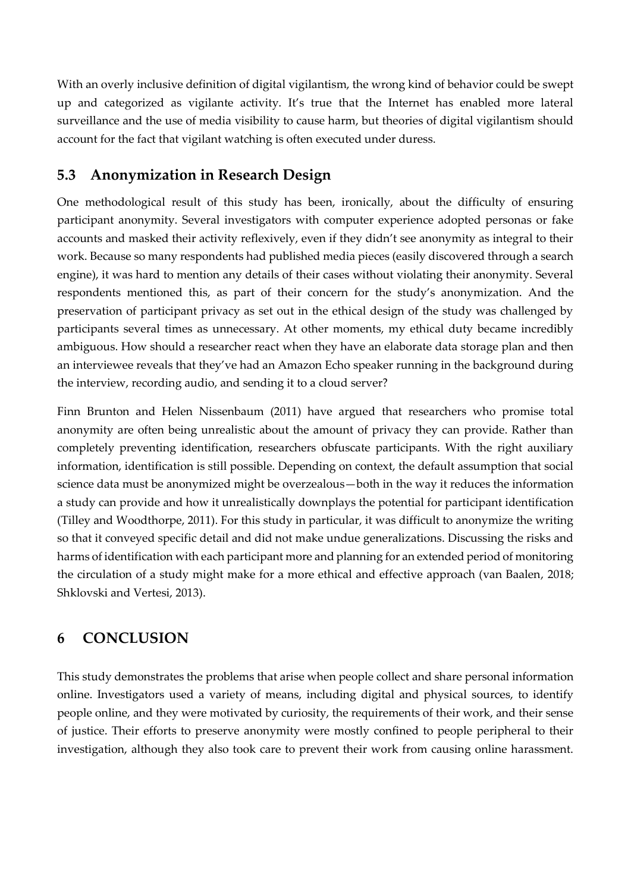With an overly inclusive definition of digital vigilantism, the wrong kind of behavior could be swept up and categorized as vigilante activity. It's true that the Internet has enabled more lateral surveillance and the use of media visibility to cause harm, but theories of digital vigilantism should account for the fact that vigilant watching is often executed under duress.

## 5.3 Anonymization in Research Design

One methodological result of this study has been, ironically, about the difficulty of ensuring participant anonymity. Several investigators with computer experience adopted personas or fake accounts and masked their activity reflexively, even if they didn't see anonymity as integral to their work. Because so many respondents had published media pieces (easily discovered through a search engine), it was hard to mention any details of their cases without violating their anonymity. Several respondents mentioned this, as part of their concern for the study's anonymization. And the preservation of participant privacy as set out in the ethical design of the study was challenged by participants several times as unnecessary. At other moments, my ethical duty became incredibly ambiguous. How should a researcher react when they have an elaborate data storage plan and then an interviewee reveals that they've had an Amazon Echo speaker running in the background during the interview, recording audio, and sending it to a cloud server?

Finn Brunton and Helen Nissenbaum (2011) have argued that researchers who promise total anonymity are often being unrealistic about the amount of privacy they can provide. Rather than completely preventing identification, researchers obfuscate participants. With the right auxiliary information, identification is still possible. Depending on context, the default assumption that social science data must be anonymized might be overzealous—both in the way it reduces the information a study can provide and how it unrealistically downplays the potential for participant identification (Tilley and Woodthorpe, 2011). For this study in particular, it was difficult to anonymize the writing so that it conveyed specific detail and did not make undue generalizations. Discussing the risks and harms of identification with each participant more and planning for an extended period of monitoring the circulation of a study might make for a more ethical and effective approach (van Baalen, 2018; Shklovski and Vertesi, 2013).

# 6 CONCLUSION

This study demonstrates the problems that arise when people collect and share personal information online. Investigators used a variety of means, including digital and physical sources, to identify people online, and they were motivated by curiosity, the requirements of their work, and their sense of justice. Their efforts to preserve anonymity were mostly confined to people peripheral to their investigation, although they also took care to prevent their work from causing online harassment.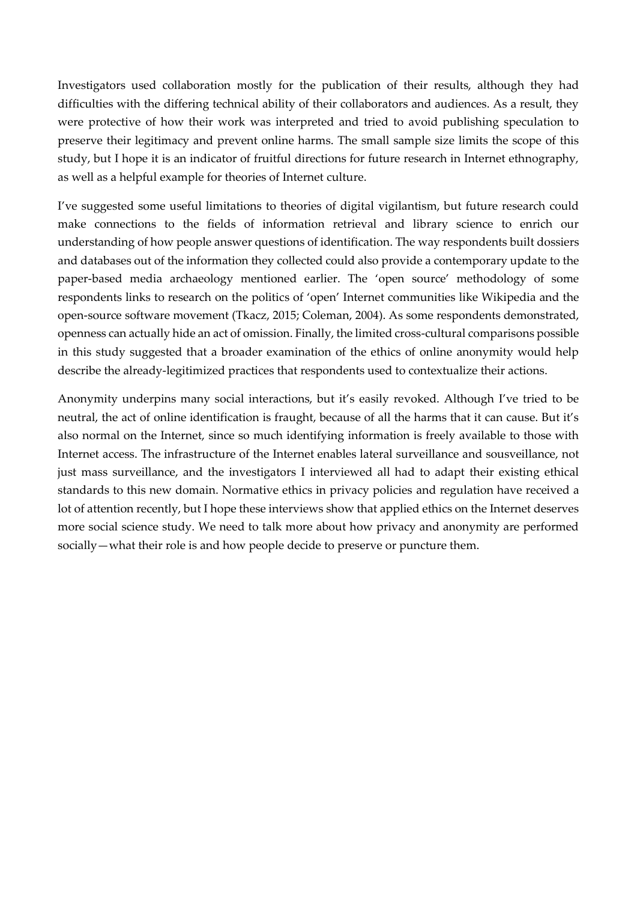Investigators used collaboration mostly for the publication of their results, although they had difficulties with the differing technical ability of their collaborators and audiences. As a result, they were protective of how their work was interpreted and tried to avoid publishing speculation to preserve their legitimacy and prevent online harms. The small sample size limits the scope of this study, but I hope it is an indicator of fruitful directions for future research in Internet ethnography, as well as a helpful example for theories of Internet culture.

I've suggested some useful limitations to theories of digital vigilantism, but future research could make connections to the fields of information retrieval and library science to enrich our understanding of how people answer questions of identification. The way respondents built dossiers and databases out of the information they collected could also provide a contemporary update to the paper-based media archaeology mentioned earlier. The 'open source' methodology of some respondents links to research on the politics of 'open' Internet communities like Wikipedia and the open-source software movement (Tkacz, 2015; Coleman, 2004). As some respondents demonstrated, openness can actually hide an act of omission. Finally, the limited cross-cultural comparisons possible in this study suggested that a broader examination of the ethics of online anonymity would help describe the already-legitimized practices that respondents used to contextualize their actions.

Anonymity underpins many social interactions, but it's easily revoked. Although I've tried to be neutral, the act of online identification is fraught, because of all the harms that it can cause. But it's also normal on the Internet, since so much identifying information is freely available to those with Internet access. The infrastructure of the Internet enables lateral surveillance and sousveillance, not just mass surveillance, and the investigators I interviewed all had to adapt their existing ethical standards to this new domain. Normative ethics in privacy policies and regulation have received a lot of attention recently, but I hope these interviews show that applied ethics on the Internet deserves more social science study. We need to talk more about how privacy and anonymity are performed socially—what their role is and how people decide to preserve or puncture them.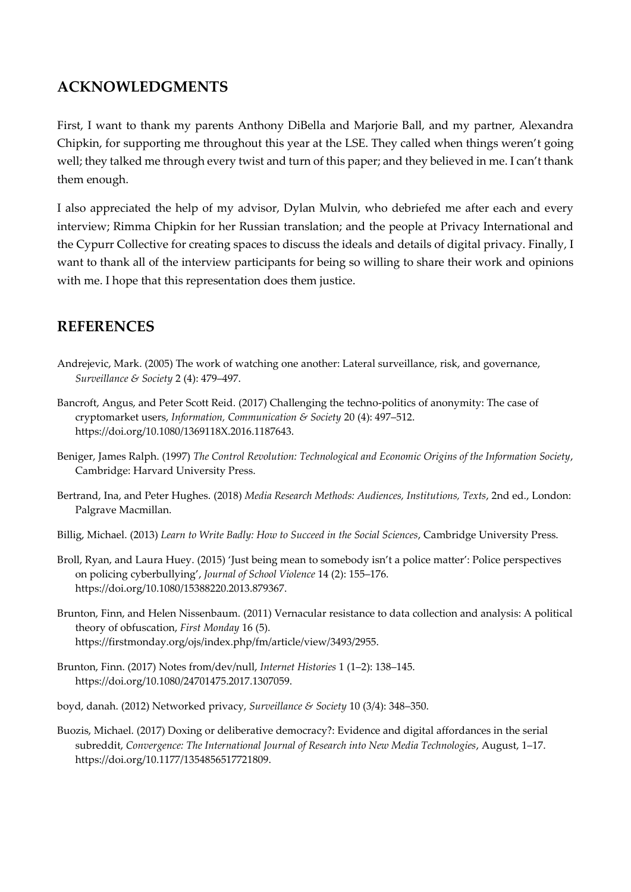## ACKNOWLEDGMENTS

First, I want to thank my parents Anthony DiBella and Marjorie Ball, and my partner, Alexandra Chipkin, for supporting me throughout this year at the LSE. They called when things weren't going well; they talked me through every twist and turn of this paper; and they believed in me. I can't thank them enough.

I also appreciated the help of my advisor, Dylan Mulvin, who debriefed me after each and every interview; Rimma Chipkin for her Russian translation; and the people at Privacy International and the Cypurr Collective for creating spaces to discuss the ideals and details of digital privacy. Finally, I want to thank all of the interview participants for being so willing to share their work and opinions with me. I hope that this representation does them justice.

## REFERENCES

Andrejevic, Mark. (2005) The work of watching one another: Lateral surveillance, risk, and governance, *Surveillance & Society* 2 (4): 479–497.

Bancroft, Angus, and Peter Scott Reid. (2017) Challenging the techno-politics of anonymity: The case of cryptomarket users, *Information, Communication & Society* 20 (4): 497–512. https://doi.org/10.1080/1369118X.2016.1187643.

Beniger, James Ralph. (1997) *The Control Revolution: Technological and Economic Origins of the Information Society*, Cambridge: Harvard University Press.

Bertrand, Ina, and Peter Hughes. (2018) *Media Research Methods: Audiences, Institutions, Texts*, 2nd ed., London: Palgrave Macmillan.

Billig, Michael. (2013) *Learn to Write Badly: How to Succeed in the Social Sciences*, Cambridge University Press.

Broll, Ryan, and Laura Huey. (2015) 'Just being mean to somebody isn't a police matter': Police perspectives on policing cyberbullying', *Journal of School Violence* 14 (2): 155–176. https://doi.org/10.1080/15388220.2013.879367.

Brunton, Finn, and Helen Nissenbaum. (2011) Vernacular resistance to data collection and analysis: A political theory of obfuscation, *First Monday* 16 (5). https://firstmonday.org/ojs/index.php/fm/article/view/3493/2955.

Brunton, Finn. (2017) Notes from/dev/null, *Internet Histories* 1 (1–2): 138–145. https://doi.org/10.1080/24701475.2017.1307059.

boyd, danah. (2012) Networked privacy, *Surveillance & Society* 10 (3/4): 348–350.

Buozis, Michael. (2017) Doxing or deliberative democracy?: Evidence and digital affordances in the serial subreddit, *Convergence: The International Journal of Research into New Media Technologies*, August, 1–17. https://doi.org/10.1177/1354856517721809.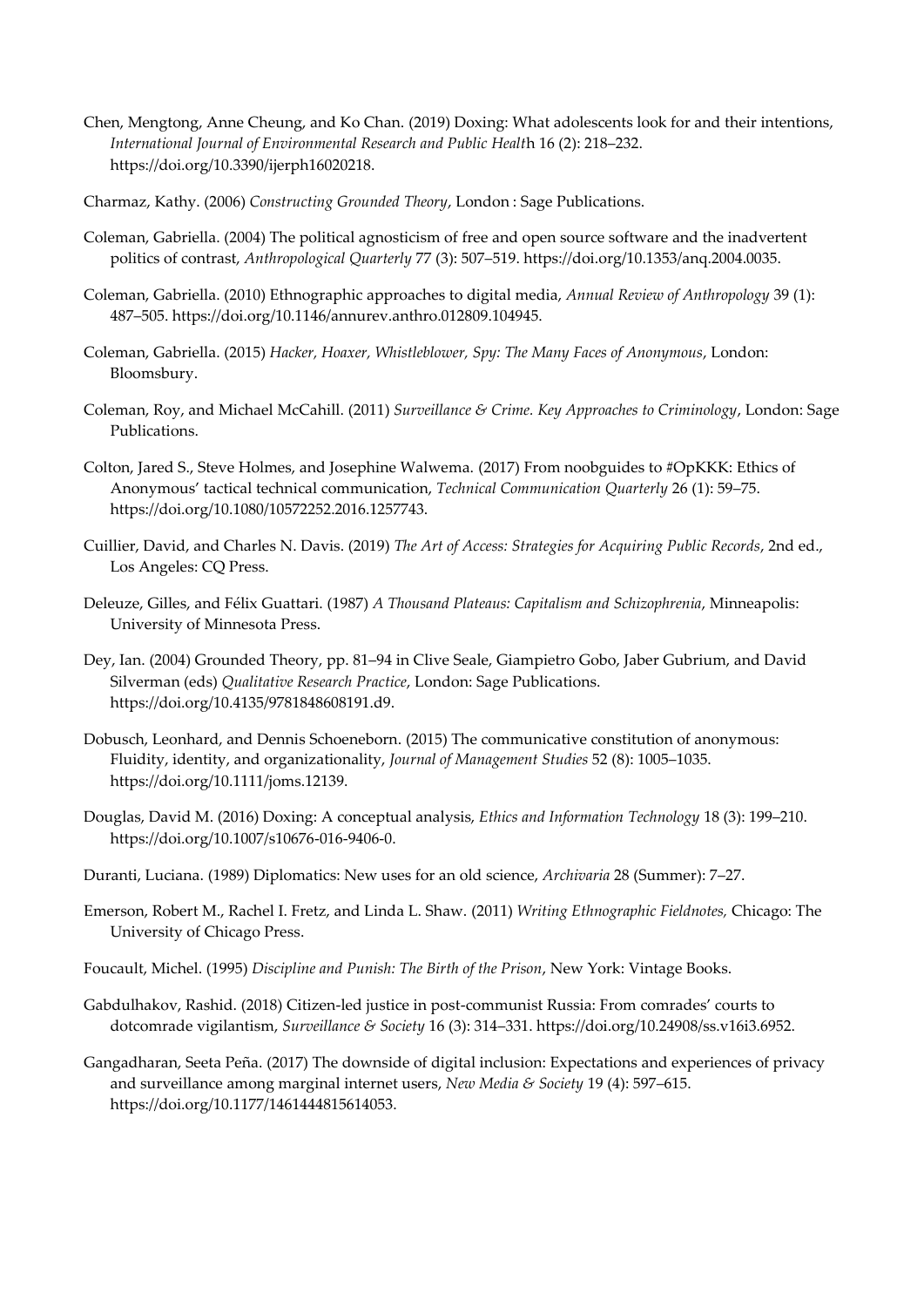Chen, Mengtong, Anne Cheung, and Ko Chan. (2019) Doxing: What adolescents look for and their intentions, *International Journal of Environmental Research and Public Health* 16 (2): 218–232. https://doi.org/10.3390/ijerph16020218.

Charmaz, Kathy. (2006) *Constructing Grounded Theory*, London : Sage Publications.

Coleman, Gabriella. (2004) The political agnosticism of free and open source software and the inadvertent politics of contrast, *Anthropological Quarterly* 77 (3): 507–519. https://doi.org/10.1353/anq.2004.0035.

Coleman, Gabriella. (2010) Ethnographic approaches to digital media, *Annual Review of Anthropology* 39 (1): 487–505. https://doi.org/10.1146/annurev.anthro.012809.104945.

Coleman, Gabriella. (2015) *Hacker, Hoaxer, Whistleblower, Spy: The Many Faces of Anonymous*, London: Bloomsbury.

Coleman, Roy, and Michael McCahill. (2011) *Surveillance & Crime. Key Approaches to Criminology*, London: Sage Publications.

Colton, Jared S., Steve Holmes, and Josephine Walwema. (2017) From noobguides to #OpKKK: Ethics of Anonymous' tactical technical communication, *Technical Communication Quarterly* 26 (1): 59–75. https://doi.org/10.1080/10572252.2016.1257743.

Cuillier, David, and Charles N. Davis. (2019) *The Art of Access: Strategies for Acquiring Public Records*, 2nd ed., Los Angeles: CQ Press.

Deleuze, Gilles, and Félix Guattari. (1987) *A Thousand Plateaus: Capitalism and Schizophrenia*, Minneapolis: University of Minnesota Press.

Dey, Ian. (2004) Grounded Theory, pp. 81–94 in Clive Seale, Giampietro Gobo, Jaber Gubrium, and David Silverman (eds) *Qualitative Research Practice*, London: Sage Publications. https://doi.org/10.4135/9781848608191.d9.

Dobusch, Leonhard, and Dennis Schoeneborn. (2015) The communicative constitution of anonymous: Fluidity, identity, and organizationality, *Journal of Management Studies* 52 (8): 1005–1035. https://doi.org/10.1111/joms.12139.

Douglas, David M. (2016) Doxing: A conceptual analysis, *Ethics and Information Technology* 18 (3): 199–210. https://doi.org/10.1007/s10676-016-9406-0.

Duranti, Luciana. (1989) Diplomatics: New uses for an old science, *Archivaria* 28 (Summer): 7–27.

Emerson, Robert M., Rachel I. Fretz, and Linda L. Shaw. (2011) *Writing Ethnographic Fieldnotes,* Chicago: The University of Chicago Press.

Foucault, Michel. (1995) *Discipline and Punish: The Birth of the Prison*, New York: Vintage Books.

Gabdulhakov, Rashid. (2018) Citizen-led justice in post-communist Russia: From comrades' courts to dotcomrade vigilantism, *Surveillance & Society* 16 (3): 314–331. https://doi.org/10.24908/ss.v16i3.6952.

Gangadharan, Seeta Peña. (2017) The downside of digital inclusion: Expectations and experiences of privacy and surveillance among marginal internet users, *New Media & Society* 19 (4): 597–615. https://doi.org/10.1177/1461444815614053.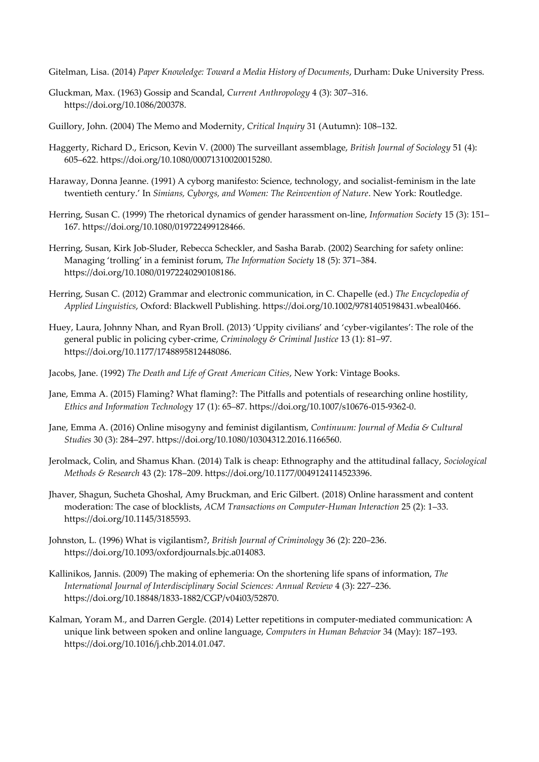Gitelman, Lisa. (2014) *Paper Knowledge: Toward a Media History of Documents*, Durham: Duke University Press.

Gluckman, Max. (1963) Gossip and Scandal, *Current Anthropology* 4 (3): 307–316. https://doi.org/10.1086/200378.

Guillory, John. (2004) The Memo and Modernity, *Critical Inquiry* 31 (Autumn): 108–132.

Haggerty, Richard D., Ericson, Kevin V. (2000) The surveillant assemblage, *British Journal of Sociology* 51 (4): 605–622. https://doi.org/10.1080/00071310020015280.

Haraway, Donna Jeanne. (1991) A cyborg manifesto: Science, technology, and socialist-feminism in the late twentieth century.' In *Simians, Cyborgs, and Women: The Reinvention of Nature*. New York: Routledge.

Herring, Susan C. (1999) The rhetorical dynamics of gender harassment on-line, *Information Society* 15 (3): 151–167. https://doi.org/10.1080/019722499128466.

Herring, Susan, Kirk Job-Sluder, Rebecca Scheckler, and Sasha Barab. (2002) Searching for safety online: Managing 'trolling' in a feminist forum, *The Information Society* 18 (5): 371–384. https://doi.org/10.1080/01972240290108186.

Herring, Susan C. (2012) Grammar and electronic communication, in C. Chapelle (ed.) *The Encyclopedia of Applied Linguistics*, Oxford: Blackwell Publishing. https://doi.org/10.1002/9781405198431.wbeal0466.

Huey, Laura, Johnny Nhan, and Ryan Broll. (2013) 'Uppity civilians' and 'cyber-vigilantes': The role of the general public in policing cyber-crime, *Criminology & Criminal Justice* 13 (1): 81–97. https://doi.org/10.1177/1748895812448086.

Jacobs, Jane. (1992) *The Death and Life of Great American Cities*, New York: Vintage Books.

Jane, Emma A. (2015) Flaming? What flaming?: The Pitfalls and potentials of researching online hostility, *Ethics and Information Technology* 17 (1): 65–87. https://doi.org/10.1007/s10676-015-9362-0.

Jane, Emma A. (2016) Online misogyny and feminist digilantism, *Continuum: Journal of Media & Cultural Studies* 30 (3): 284–297. https://doi.org/10.1080/10304312.2016.1166560.

Jerolmack, Colin, and Shamus Khan. (2014) Talk is cheap: Ethnography and the attitudinal fallacy, *Sociological Methods & Research* 43 (2): 178–209. https://doi.org/10.1177/0049124114523396.

Jhaver, Shagun, Sucheta Ghoshal, Amy Bruckman, and Eric Gilbert. (2018) Online harassment and content moderation: The case of blocklists, *ACM Transactions on Computer-Human Interaction* 25 (2): 1–33. https://doi.org/10.1145/3185593.

Johnston, L. (1996) What is vigilantism?, *British Journal of Criminology* 36 (2): 220–236. https://doi.org/10.1093/oxfordjournals.bjc.a014083.

Kallinikos, Jannis. (2009) The making of ephemeria: On the shortening life spans of information, *The International Journal of Interdisciplinary Social Sciences: Annual Review* 4 (3): 227–236. https://doi.org/10.18848/1833-1882/CGP/v04i03/52870.

Kalman, Yoram M., and Darren Gergle. (2014) Letter repetitions in computer-mediated communication: A unique link between spoken and online language, *Computers in Human Behavior* 34 (May): 187–193. https://doi.org/10.1016/j.chb.2014.01.047.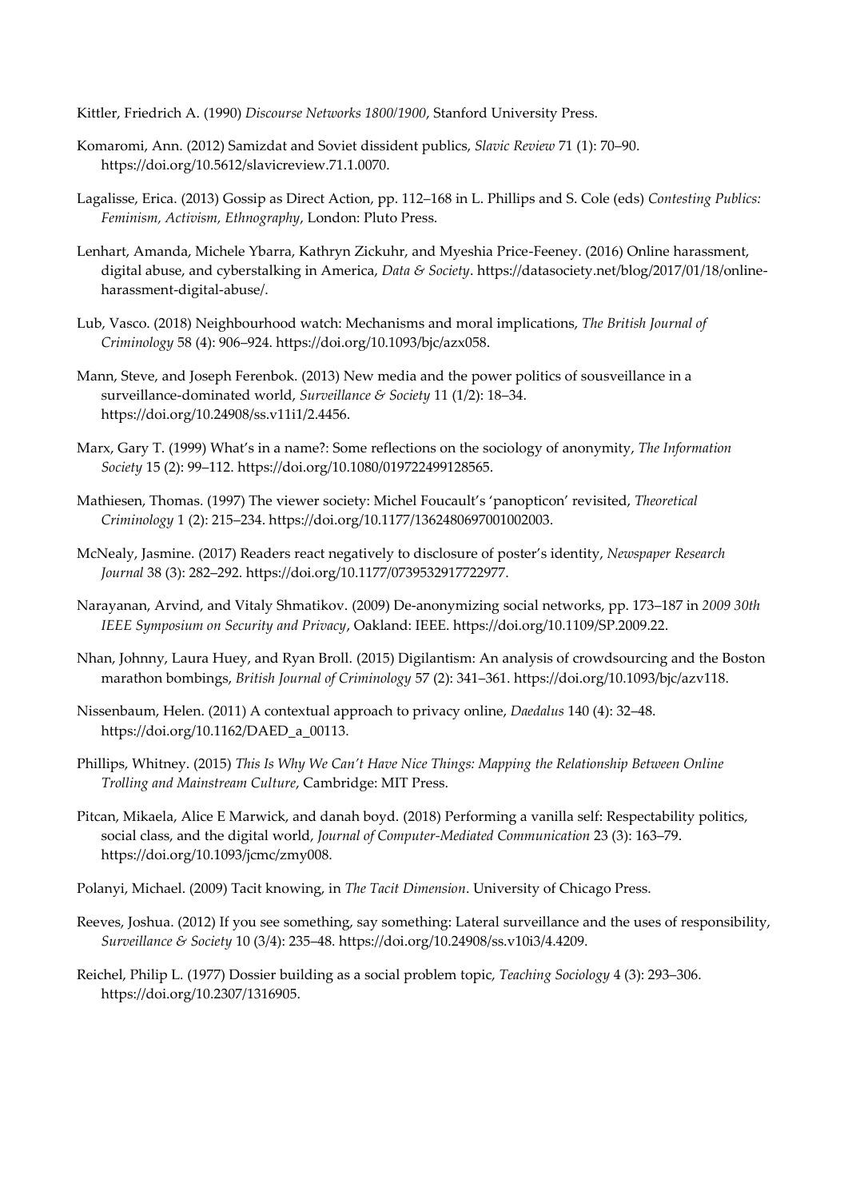Kittler, Friedrich A. (1990) *Discourse Networks 1800/1900*, Stanford University Press.

Komaromi, Ann. (2012) Samizdat and Soviet dissident publics, *Slavic Review* 71 (1): 70–90. https://doi.org/10.5612/slavicreview.71.1.0070.

Lagalisse, Erica. (2013) Gossip as Direct Action, pp. 112–168 in L. Phillips and S. Cole (eds) *Contesting Publics: Feminism, Activism, Ethnography*, London: Pluto Press.

Lenhart, Amanda, Michele Ybarra, Kathryn Zickuhr, and Myeshia Price-Feeney. (2016) Online harassment, digital abuse, and cyberstalking in America, *Data & Society*. https://datasociety.net/blog/2017/01/18/online-harassment-digital-abuse/.

Lub, Vasco. (2018) Neighbourhood watch: Mechanisms and moral implications, *The British Journal of Criminology* 58 (4): 906–924. https://doi.org/10.1093/bjc/azx058.

Mann, Steve, and Joseph Ferenbok. (2013) New media and the power politics of sousveillance in a surveillance-dominated world, *Surveillance & Society* 11 (1/2): 18–34. https://doi.org/10.24908/ss.v11i1/2.4456.

Marx, Gary T. (1999) What's in a name?: Some reflections on the sociology of anonymity, *The Information Society* 15 (2): 99–112. https://doi.org/10.1080/019722499128565.

Mathiesen, Thomas. (1997) The viewer society: Michel Foucault's 'panopticon' revisited, *Theoretical Criminology* 1 (2): 215–234. https://doi.org/10.1177/1362480697001002003.

McNealy, Jasmine. (2017) Readers react negatively to disclosure of poster's identity, *Newspaper Research Journal* 38 (3): 282–292. https://doi.org/10.1177/0739532917722977.

Narayanan, Arvind, and Vitaly Shmatikov. (2009) De-anonymizing social networks, pp. 173–187 in *2009 30th IEEE Symposium on Security and Privacy*, Oakland: IEEE. https://doi.org/10.1109/SP.2009.22.

Nhan, Johnny, Laura Huey, and Ryan Broll. (2015) Digilantism: An analysis of crowdsourcing and the Boston marathon bombings, *British Journal of Criminology* 57 (2): 341–361. https://doi.org/10.1093/bjc/azv118.

Nissenbaum, Helen. (2011) A contextual approach to privacy online, *Daedalus* 140 (4): 32–48. https://doi.org/10.1162/DAED_a_00113.

Phillips, Whitney. (2015) *This Is Why We Can't Have Nice Things: Mapping the Relationship Between Online Trolling and Mainstream Culture*, Cambridge: MIT Press.

Pitcan, Mikaela, Alice E Marwick, and danah boyd. (2018) Performing a vanilla self: Respectability politics, social class, and the digital world, *Journal of Computer-Mediated Communication* 23 (3): 163–79. https://doi.org/10.1093/jcmc/zmy008.

Polanyi, Michael. (2009) Tacit knowing, in *The Tacit Dimension*. University of Chicago Press.

Reeves, Joshua. (2012) If you see something, say something: Lateral surveillance and the uses of responsibility, *Surveillance & Society* 10 (3/4): 235–48. https://doi.org/10.24908/ss.v10i3/4.4209.

Reichel, Philip L. (1977) Dossier building as a social problem topic, *Teaching Sociology* 4 (3): 293–306. https://doi.org/10.2307/1316905.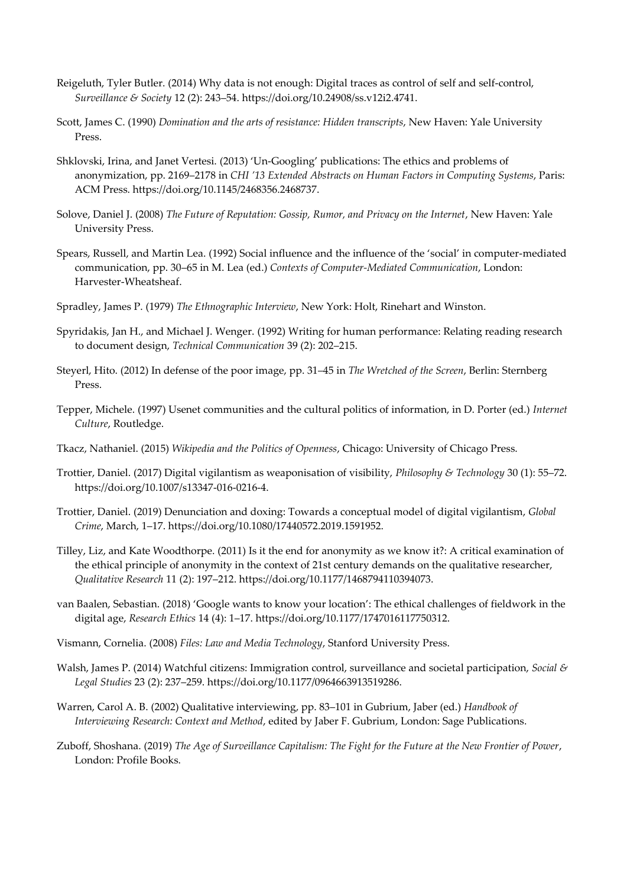Reigeluth, Tyler Butler. (2014) Why data is not enough: Digital traces as control of self and self-control, *Surveillance & Society* 12 (2): 243–54. https://doi.org/10.24908/ss.v12i2.4741.

Scott, James C. (1990) *Domination and the arts of resistance: Hidden transcripts*, New Haven: Yale University Press.

Shklovski, Irina, and Janet Vertesi. (2013) 'Un-Googling' publications: The ethics and problems of anonymization, pp. 2169–2178 in *CHI '13 Extended Abstracts on Human Factors in Computing Systems*, Paris: ACM Press. https://doi.org/10.1145/2468356.2468737.

Solove, Daniel J. (2008) *The Future of Reputation: Gossip, Rumor, and Privacy on the Internet*, New Haven: Yale University Press.

Spears, Russell, and Martin Lea. (1992) Social influence and the influence of the 'social' in computer-mediated communication, pp. 30–65 in M. Lea (ed.) *Contexts of Computer-Mediated Communication*, London: Harvester-Wheatsheaf.

Spradley, James P. (1979) *The Ethnographic Interview*, New York: Holt, Rinehart and Winston.

Spyridakis, Jan H., and Michael J. Wenger. (1992) Writing for human performance: Relating reading research to document design, *Technical Communication* 39 (2): 202–215.

Steyerl, Hito. (2012) In defense of the poor image, pp. 31–45 in *The Wretched of the Screen*, Berlin: Sternberg Press.

Tepper, Michele. (1997) Usenet communities and the cultural politics of information, in D. Porter (ed.) *Internet Culture*, Routledge.

Tkacz, Nathaniel. (2015) *Wikipedia and the Politics of Openness*, Chicago: University of Chicago Press.

Trottier, Daniel. (2017) Digital vigilantism as weaponisation of visibility, *Philosophy & Technology* 30 (1): 55–72. https://doi.org/10.1007/s13347-016-0216-4.

Trottier, Daniel. (2019) Denunciation and doxing: Towards a conceptual model of digital vigilantism, *Global Crime*, March, 1–17. https://doi.org/10.1080/17440572.2019.1591952.

Tilley, Liz, and Kate Woodthorpe. (2011) Is it the end for anonymity as we know it?: A critical examination of the ethical principle of anonymity in the context of 21st century demands on the qualitative researcher, *Qualitative Research* 11 (2): 197–212. https://doi.org/10.1177/1468794110394073.

van Baalen, Sebastian. (2018) 'Google wants to know your location': The ethical challenges of fieldwork in the digital age, *Research Ethics* 14 (4): 1–17. https://doi.org/10.1177/1747016117750312.

Vismann, Cornelia. (2008) *Files: Law and Media Technology*, Stanford University Press.

Walsh, James P. (2014) Watchful citizens: Immigration control, surveillance and societal participation, *Social & Legal Studies* 23 (2): 237–259. https://doi.org/10.1177/0964663913519286.

Warren, Carol A. B. (2002) Qualitative interviewing, pp. 83–101 in Gubrium, Jaber (ed.) *Handbook of Interviewing Research: Context and Method*, edited by Jaber F. Gubrium, London: Sage Publications.

Zuboff, Shoshana. (2019) *The Age of Surveillance Capitalism: The Fight for the Future at the New Frontier of Power*, London: Profile Books.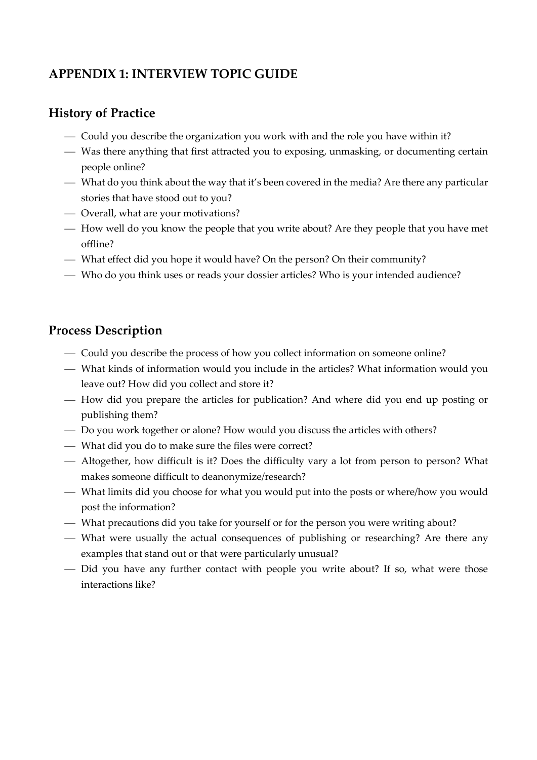# APPENDIX 1: INTERVIEW TOPIC GUIDE

## History of Practice

- Could you describe the organization you work with and the role you have within it?
- Was there anything that first attracted you to exposing, unmasking, or documenting certain people online?
- What do you think about the way that it's been covered in the media? Are there any particular stories that have stood out to you?
- Overall, what are your motivations?
- How well do you know the people that you write about? Are they people that you have met offline?
- What effect did you hope it would have? On the person? On their community?
- Who do you think uses or reads your dossier articles? Who is your intended audience?

## Process Description

- Could you describe the process of how you collect information on someone online?
- What kinds of information would you include in the articles? What information would you leave out? How did you collect and store it?
- How did you prepare the articles for publication? And where did you end up posting or publishing them?
- Do you work together or alone? How would you discuss the articles with others?
- What did you do to make sure the files were correct?
- Altogether, how difficult is it? Does the difficulty vary a lot from person to person? What makes someone difficult to deanonymize/research?
- What limits did you choose for what you would put into the posts or where/how you would post the information?
- What precautions did you take for yourself or for the person you were writing about?
- What were usually the actual consequences of publishing or researching? Are there any examples that stand out or that were particularly unusual?
- Did you have any further contact with people you write about? If so, what were those interactions like?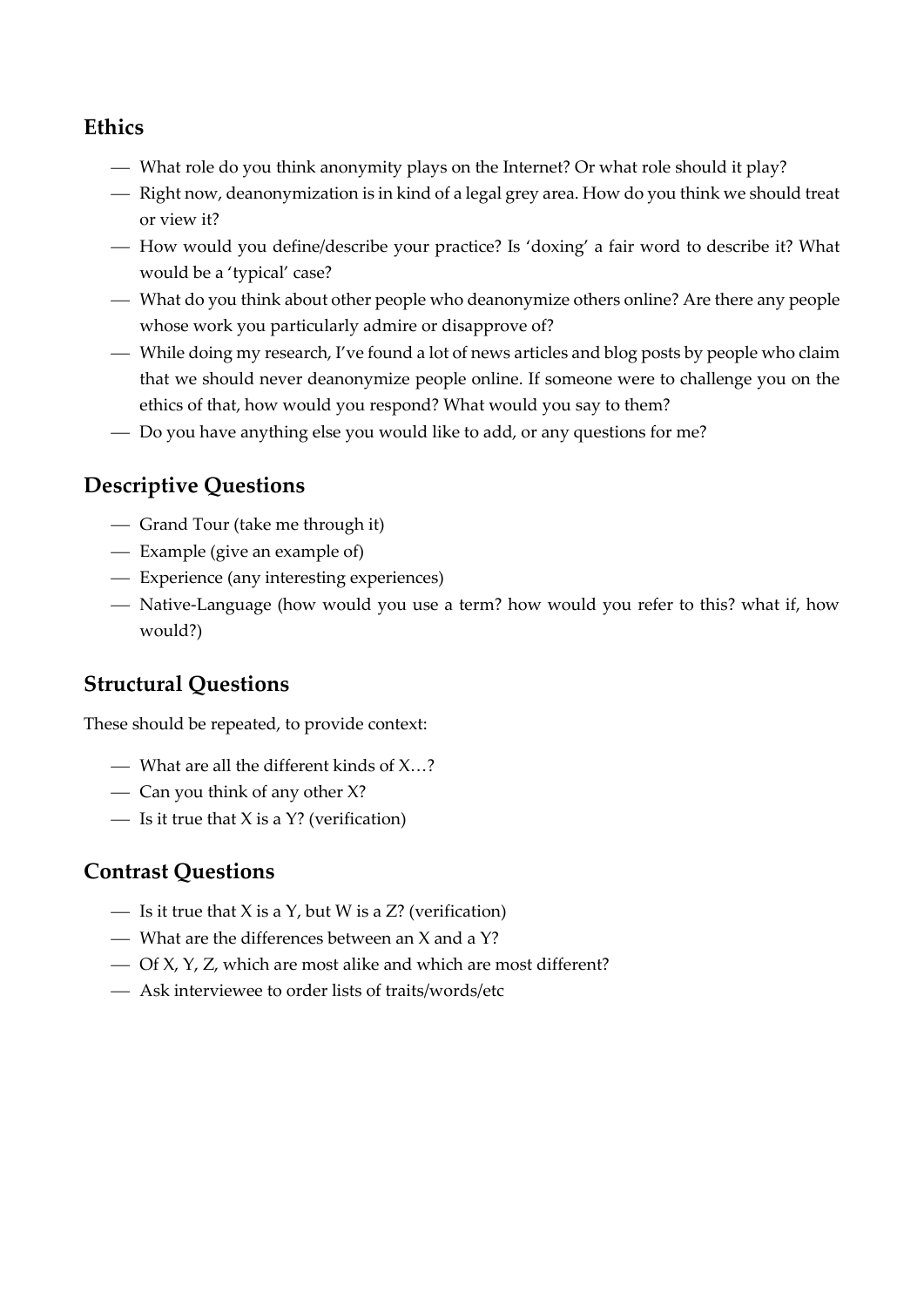## Ethics

- What role do you think anonymity plays on the Internet? Or what role should it play?
- Right now, deanonymization is in kind of a legal grey area. How do you think we should treat or view it?
- How would you define/describe your practice? Is 'doxing' a fair word to describe it? What would be a 'typical' case?
- What do you think about other people who deanonymize others online? Are there any people whose work you particularly admire or disapprove of?
- While doing my research, I've found a lot of news articles and blog posts by people who claim that we should never deanonymize people online. If someone were to challenge you on the ethics of that, how would you respond? What would you say to them?
- Do you have anything else you would like to add, or any questions for me?

## Descriptive Questions

- Grand Tour (take me through it)
- Example (give an example of)
- Experience (any interesting experiences)
- Native-Language (how would you use a term? how would you refer to this? what if, how would?)

## Structural Questions

These should be repeated, to provide context:

- What are all the different kinds of X…?
- Can you think of any other X?
- Is it true that X is a Y? (verification)

## Contrast Questions

- Is it true that X is a Y, but W is a Z? (verification)
- What are the differences between an X and a Y?
- Of X, Y, Z, which are most alike and which are most different?
- Ask interviewee to order lists of traits/words/etc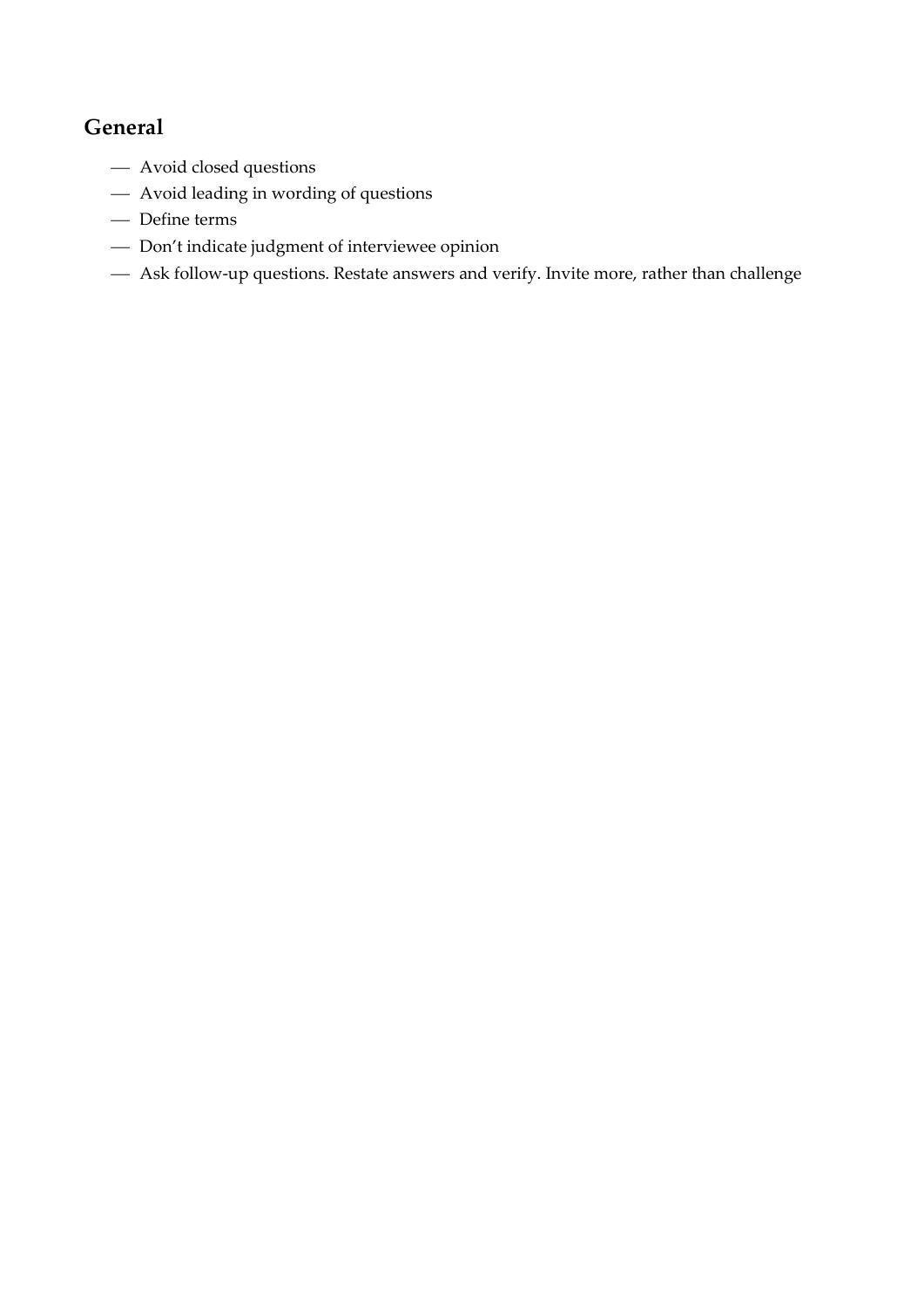## General

- Avoid closed questions
- Avoid leading in wording of questions
- Define terms
- Don't indicate judgment of interviewee opinion
- Ask follow-up questions. Restate answers and verify. Invite more, rather than challenge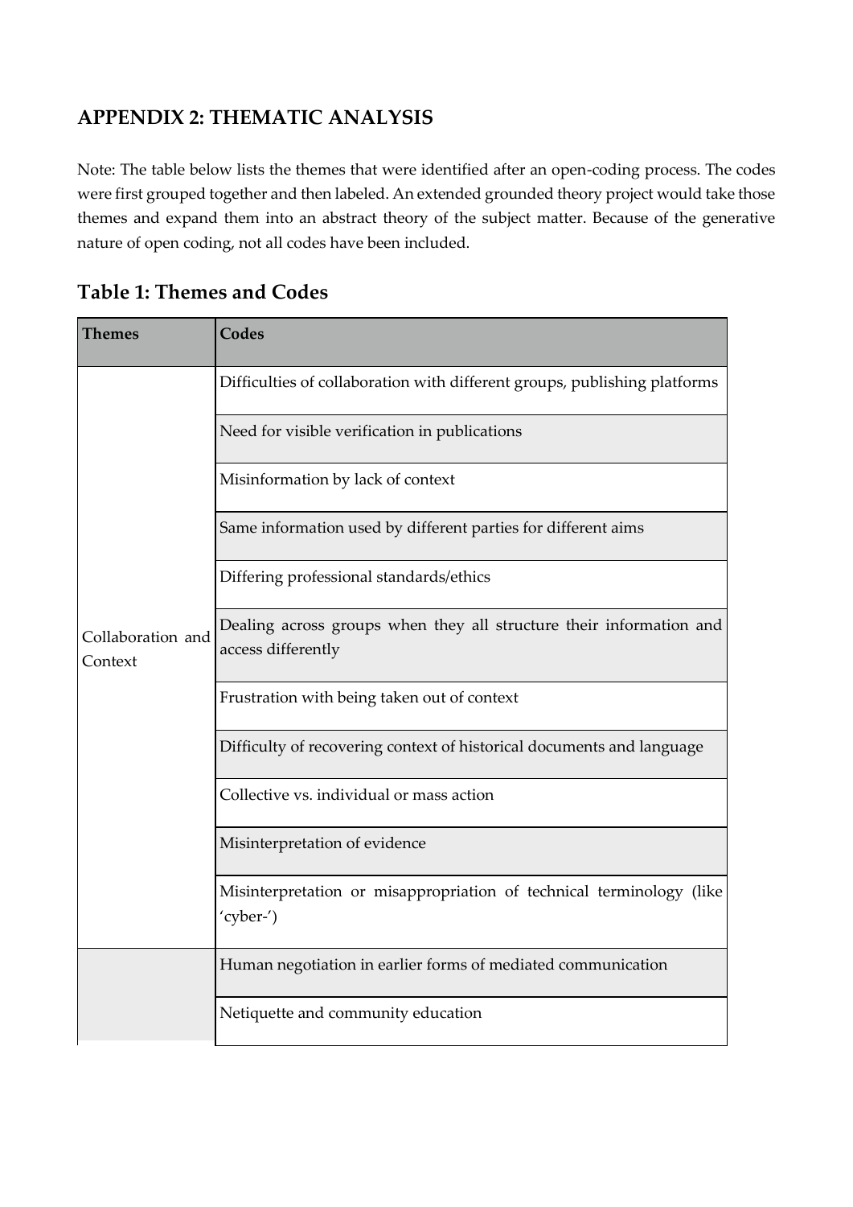## APPENDIX 2: THEMATIC ANALYSIS

Note: The table below lists the themes that were identified after an open-coding process. The codes were first grouped together and then labeled. An extended grounded theory project would take those themes and expand them into an abstract theory of the subject matter. Because of the generative nature of open coding, not all codes have been included.

### Table 1: Themes and Codes

| Themes | Codes |
|---|---|
| Collaboration and Context | Difficulties of collaboration with different groups, publishing platforms |
| | Need for visible verification in publications |
| | Misinformation by lack of context |
| | Same information used by different parties for different aims |
| | Differing professional standards/ethics |
| | Dealing across groups when they all structure their information and access differently |
| | Frustration with being taken out of context |
| | Difficulty of recovering context of historical documents and language |
| | Collective vs. individual or mass action |
| | Misinterpretation of evidence |
| | Misinterpretation or misappropriation of technical terminology (like 'cyber-') |
| | Human negotiation in earlier forms of mediated communication |
| | Netiquette and community education |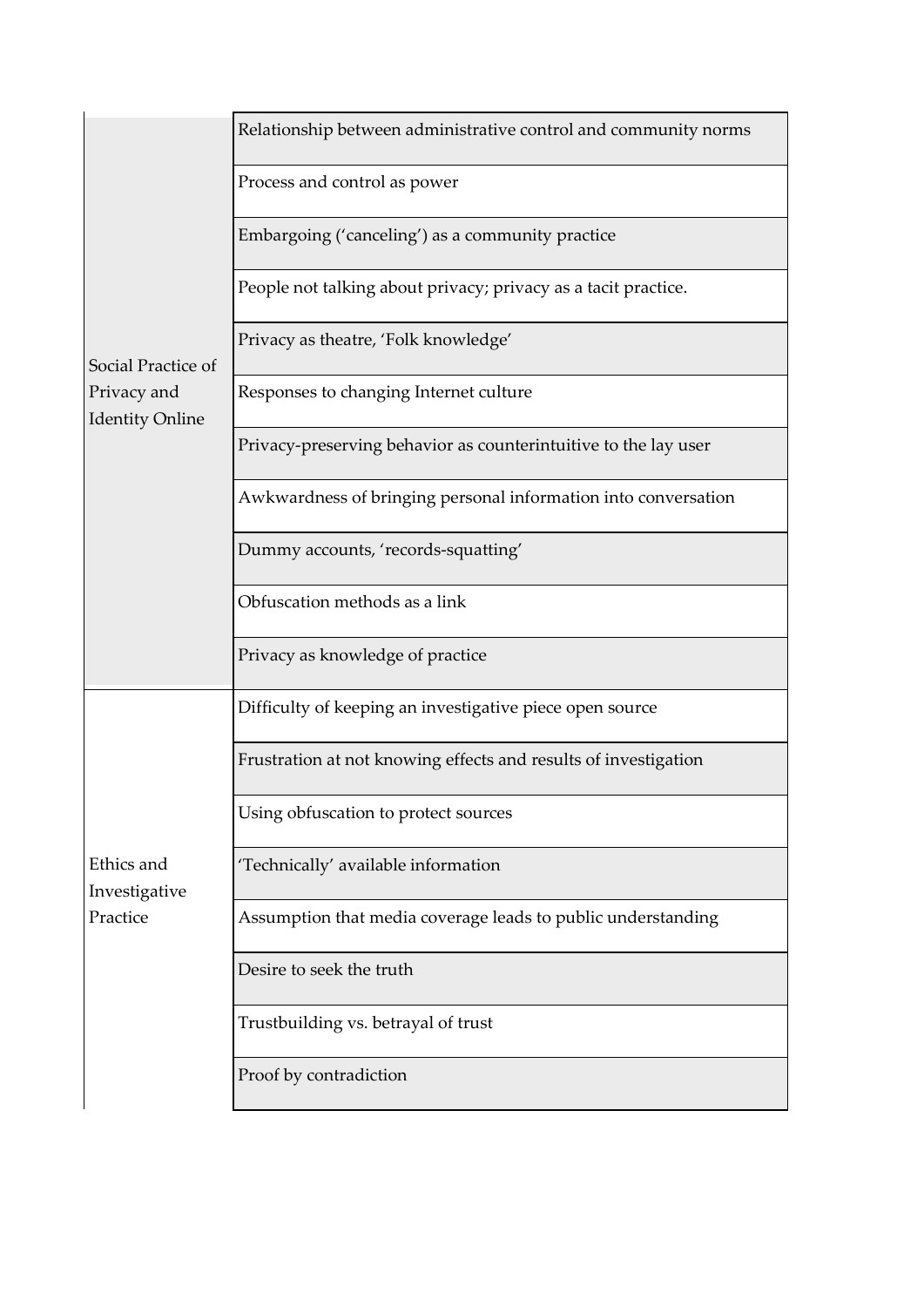| | |
|---|---|
| Social Practice of Privacy and Identity Online | Relationship between administrative control and community norms |
| | Process and control as power |
| | Embargoing ('canceling') as a community practice |
| | People not talking about privacy; privacy as a tacit practice. |
| | Privacy as theatre, 'Folk knowledge' |
| | Responses to changing Internet culture |
| | Privacy-preserving behavior as counterintuitive to the lay user |
| | Awkwardness of bringing personal information into conversation |
| | Dummy accounts, 'records-squatting' |
| | Obfuscation methods as a link |
| | Privacy as knowledge of practice |
| Ethics and Investigative Practice | Difficulty of keeping an investigative piece open source |
| | Frustration at not knowing effects and results of investigation |
| | Using obfuscation to protect sources |
| | 'Technically' available information |
| | Assumption that media coverage leads to public understanding |
| | Desire to seek the truth |
| | Trustbuilding vs. betrayal of trust |
| | Proof by contradiction |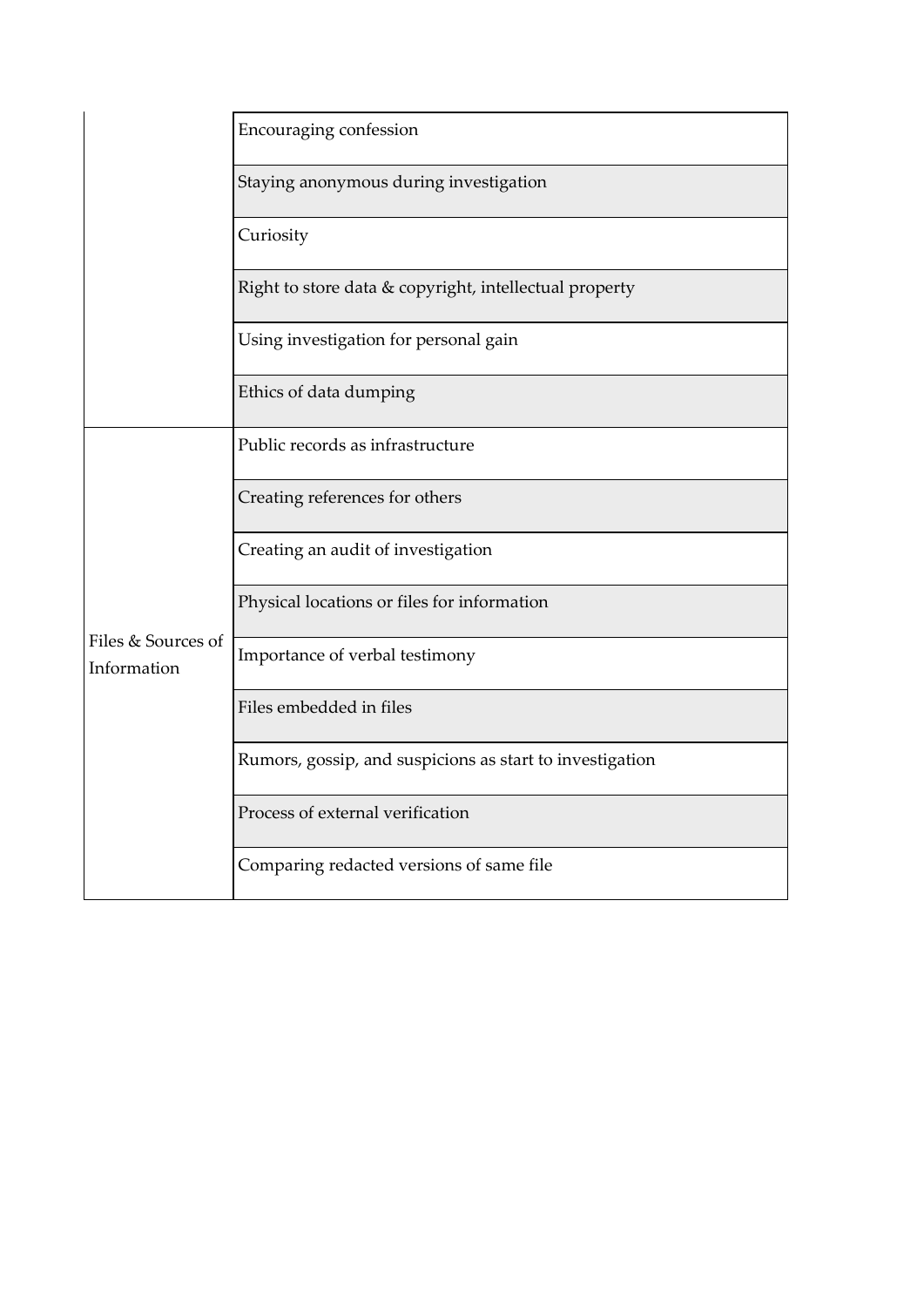| | |
|---|---|
| | Encouraging confession |
| | Staying anonymous during investigation |
| | Curiosity |
| | Right to store data & copyright, intellectual property |
| | Using investigation for personal gain |
| | Ethics of data dumping |
| Files & Sources of Information | Public records as infrastructure |
| | Creating references for others |
| | Creating an audit of investigation |
| | Physical locations or files for information |
| | Importance of verbal testimony |
| | Files embedded in files |
| | Rumors, gossip, and suspicions as start to investigation |
| | Process of external verification |
| | Comparing redacted versions of same file |